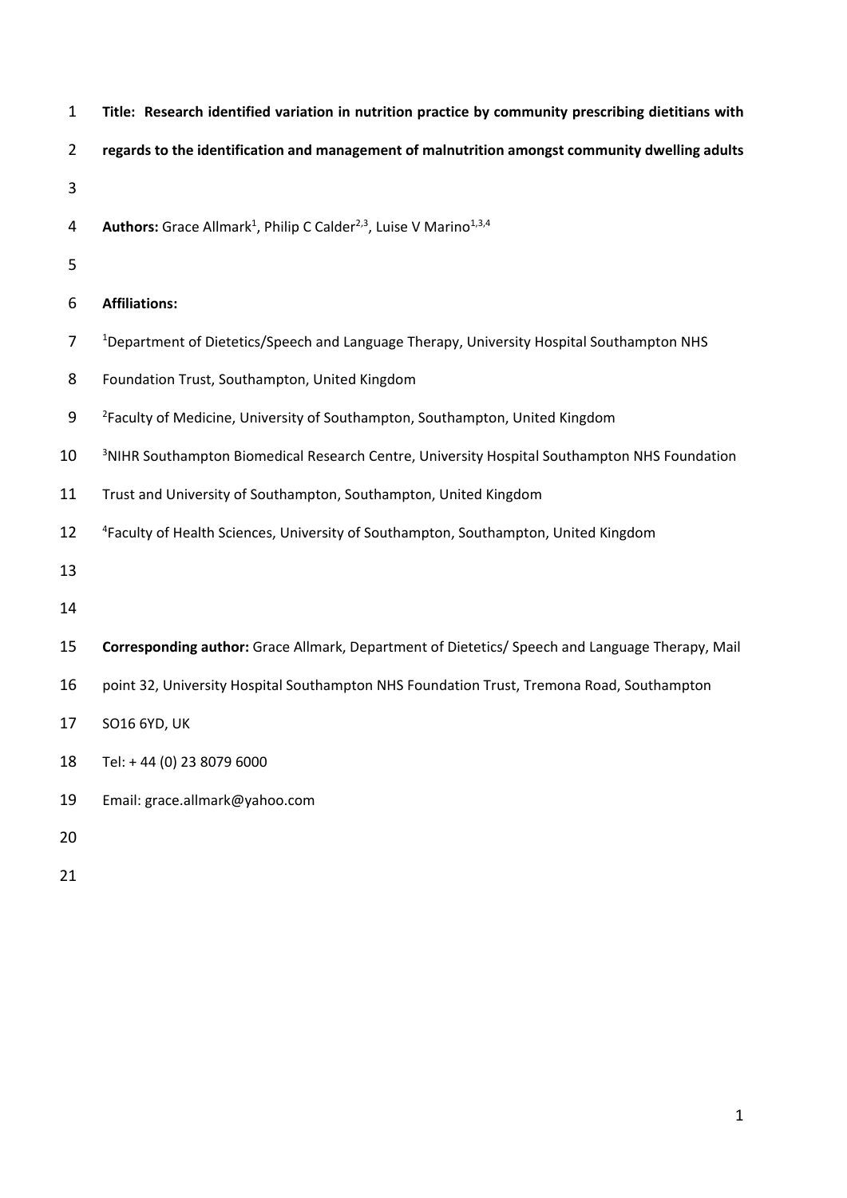**Title: Research identified variation in nutrition practice by community prescribing dietitians with regards to the identification and management of malnutrition amongst community dwelling adults**

**Authors:** Grace Allmark[1], Philip C Calder[2,3], Luise V Marino[1,3,4]

**Affiliations:**

[1]Department of Dietetics/Speech and Language Therapy, University Hospital Southampton NHS Foundation Trust, Southampton, United Kingdom

[2]Faculty of Medicine, University of Southampton, Southampton, United Kingdom

[3]NIHR Southampton Biomedical Research Centre, University Hospital Southampton NHS Foundation Trust and University of Southampton, Southampton, United Kingdom

[4]Faculty of Health Sciences, University of Southampton, Southampton, United Kingdom

**Corresponding author:** Grace Allmark, Department of Dietetics/ Speech and Language Therapy, Mail point 32, University Hospital Southampton NHS Foundation Trust, Tremona Road, Southampton SO16 6YD, UK

Tel: + 44 (0) 23 8079 6000

Email: grace.allmark@yahoo.com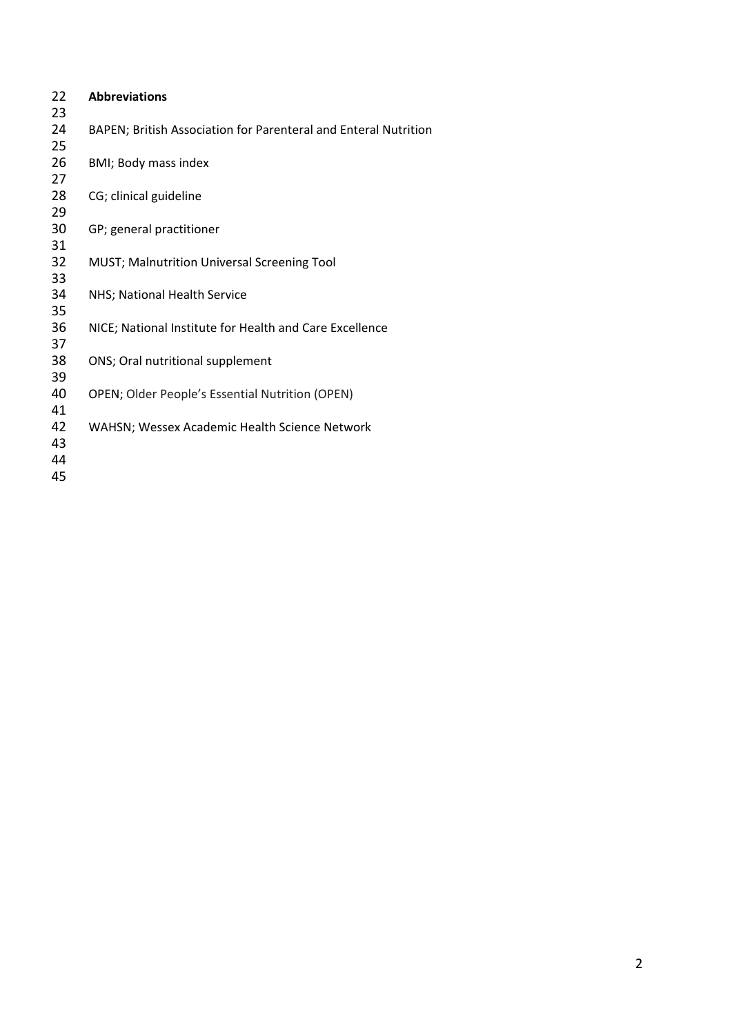**Abbreviations**

BAPEN; British Association for Parenteral and Enteral Nutrition

BMI; Body mass index

CG; clinical guideline

GP; general practitioner

MUST; Malnutrition Universal Screening Tool

NHS; National Health Service

NICE; National Institute for Health and Care Excellence

ONS; Oral nutritional supplement

OPEN; Older People's Essential Nutrition (OPEN)

WAHSN; Wessex Academic Health Science Network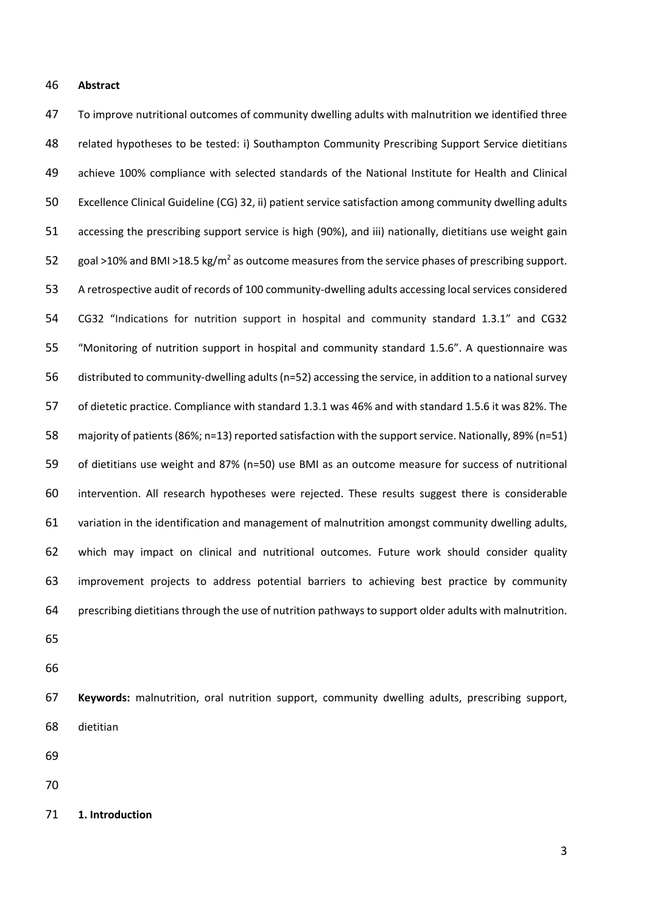**Abstract**

To improve nutritional outcomes of community dwelling adults with malnutrition we identified three related hypotheses to be tested: i) Southampton Community Prescribing Support Service dietitians achieve 100% compliance with selected standards of the National Institute for Health and Clinical Excellence Clinical Guideline (CG) 32, ii) patient service satisfaction among community dwelling adults accessing the prescribing support service is high (90%), and iii) nationally, dietitians use weight gain goal >10% and BMI >18.5 kg/m$^2$ as outcome measures from the service phases of prescribing support. A retrospective audit of records of 100 community-dwelling adults accessing local services considered CG32 "Indications for nutrition support in hospital and community standard 1.3.1" and CG32 "Monitoring of nutrition support in hospital and community standard 1.5.6". A questionnaire was distributed to community-dwelling adults (n=52) accessing the service, in addition to a national survey of dietetic practice. Compliance with standard 1.3.1 was 46% and with standard 1.5.6 it was 82%. The majority of patients (86%; n=13) reported satisfaction with the support service. Nationally, 89% (n=51) of dietitians use weight and 87% (n=50) use BMI as an outcome measure for success of nutritional intervention. All research hypotheses were rejected. These results suggest there is considerable variation in the identification and management of malnutrition amongst community dwelling adults, which may impact on clinical and nutritional outcomes. Future work should consider quality improvement projects to address potential barriers to achieving best practice by community prescribing dietitians through the use of nutrition pathways to support older adults with malnutrition.

**Keywords:** malnutrition, oral nutrition support, community dwelling adults, prescribing support, dietitian

## 1. Introduction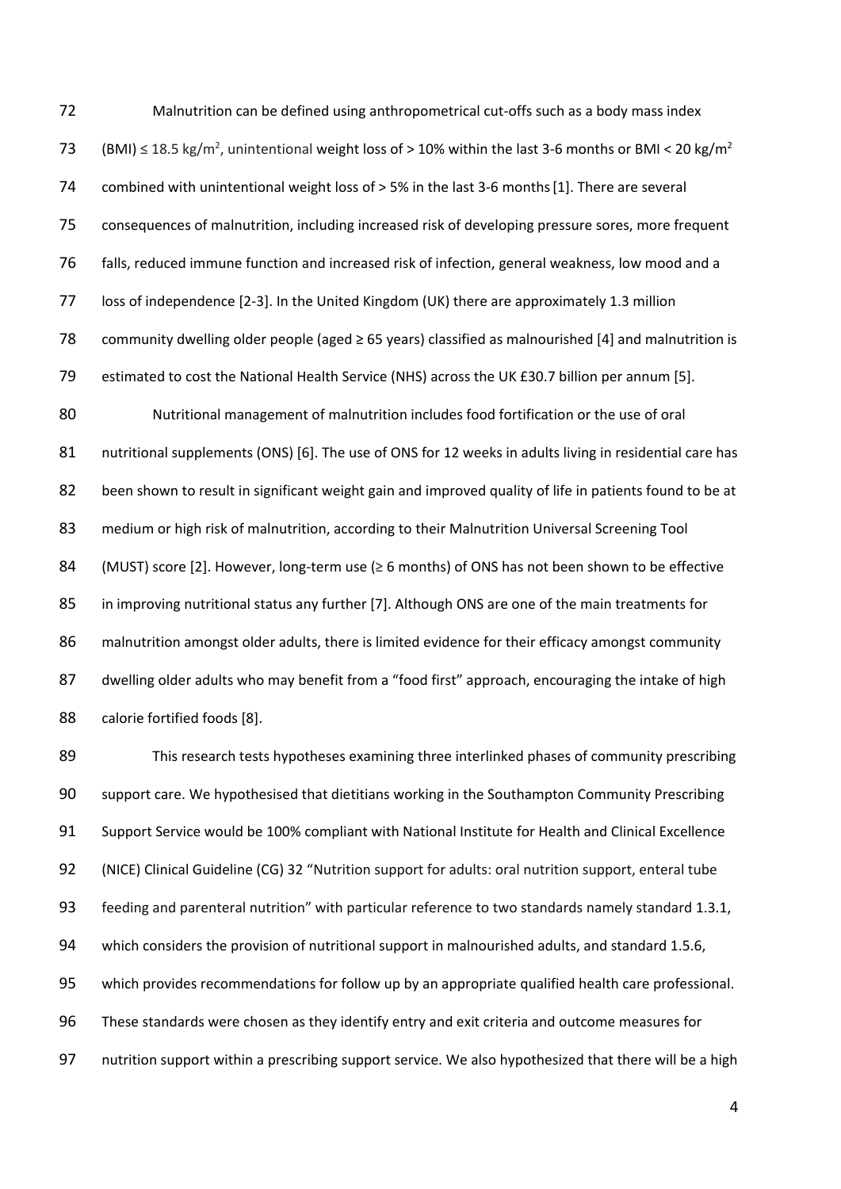Malnutrition can be defined using anthropometrical cut-offs such as a body mass index (BMI) ≤ 18.5 kg/m$^2$, unintentional weight loss of > 10% within the last 3-6 months or BMI < 20 kg/m$^2$ combined with unintentional weight loss of > 5% in the last 3-6 months [1]. There are several consequences of malnutrition, including increased risk of developing pressure sores, more frequent falls, reduced immune function and increased risk of infection, general weakness, low mood and a loss of independence [2-3]. In the United Kingdom (UK) there are approximately 1.3 million community dwelling older people (aged ≥ 65 years) classified as malnourished [4] and malnutrition is estimated to cost the National Health Service (NHS) across the UK £30.7 billion per annum [5].

Nutritional management of malnutrition includes food fortification or the use of oral nutritional supplements (ONS) [6]. The use of ONS for 12 weeks in adults living in residential care has been shown to result in significant weight gain and improved quality of life in patients found to be at medium or high risk of malnutrition, according to their Malnutrition Universal Screening Tool (MUST) score [2]. However, long-term use (≥ 6 months) of ONS has not been shown to be effective in improving nutritional status any further [7]. Although ONS are one of the main treatments for malnutrition amongst older adults, there is limited evidence for their efficacy amongst community dwelling older adults who may benefit from a "food first" approach, encouraging the intake of high calorie fortified foods [8].

This research tests hypotheses examining three interlinked phases of community prescribing support care. We hypothesised that dietitians working in the Southampton Community Prescribing Support Service would be 100% compliant with National Institute for Health and Clinical Excellence (NICE) Clinical Guideline (CG) 32 "Nutrition support for adults: oral nutrition support, enteral tube feeding and parenteral nutrition" with particular reference to two standards namely standard 1.3.1, which considers the provision of nutritional support in malnourished adults, and standard 1.5.6, which provides recommendations for follow up by an appropriate qualified health care professional. These standards were chosen as they identify entry and exit criteria and outcome measures for nutrition support within a prescribing support service. We also hypothesized that there will be a high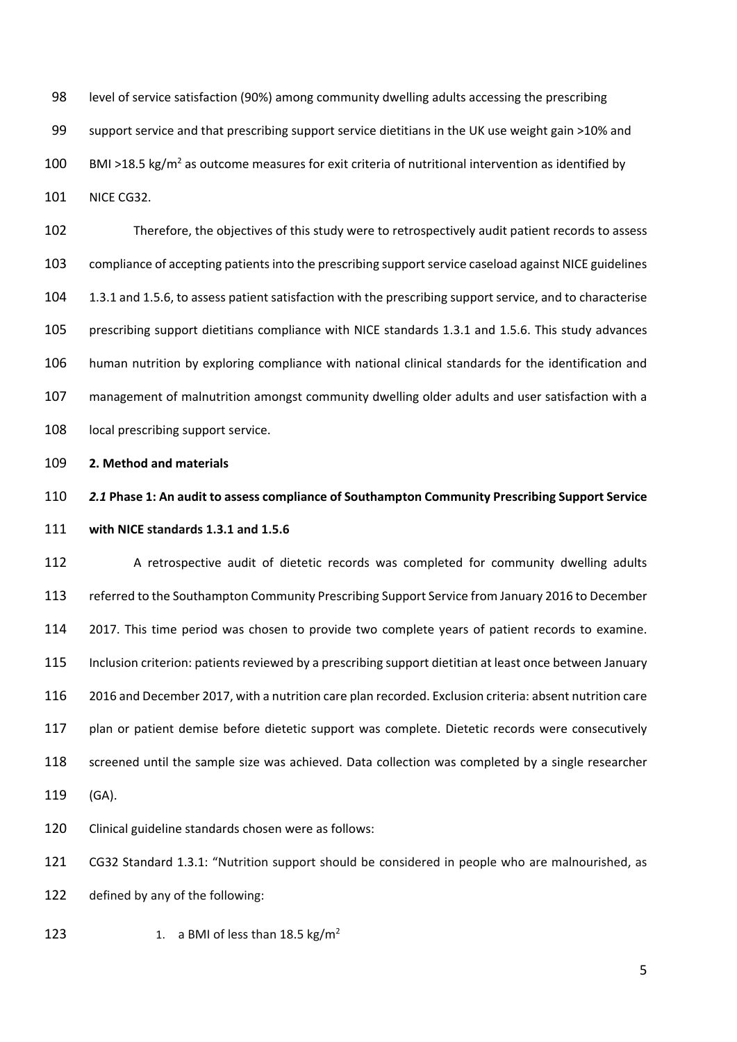level of service satisfaction (90%) among community dwelling adults accessing the prescribing support service and that prescribing support service dietitians in the UK use weight gain >10% and BMI >18.5 kg/m$^2$ as outcome measures for exit criteria of nutritional intervention as identified by NICE CG32.

Therefore, the objectives of this study were to retrospectively audit patient records to assess compliance of accepting patients into the prescribing support service caseload against NICE guidelines 1.3.1 and 1.5.6, to assess patient satisfaction with the prescribing support service, and to characterise prescribing support dietitians compliance with NICE standards 1.3.1 and 1.5.6. This study advances human nutrition by exploring compliance with national clinical standards for the identification and management of malnutrition amongst community dwelling older adults and user satisfaction with a local prescribing support service.

## 2. Method and materials

### *2.1* Phase 1: An audit to assess compliance of Southampton Community Prescribing Support Service with NICE standards 1.3.1 and 1.5.6

A retrospective audit of dietetic records was completed for community dwelling adults referred to the Southampton Community Prescribing Support Service from January 2016 to December 2017. This time period was chosen to provide two complete years of patient records to examine. Inclusion criterion: patients reviewed by a prescribing support dietitian at least once between January 2016 and December 2017, with a nutrition care plan recorded. Exclusion criteria: absent nutrition care plan or patient demise before dietetic support was complete. Dietetic records were consecutively screened until the sample size was achieved. Data collection was completed by a single researcher (GA).

Clinical guideline standards chosen were as follows:

CG32 Standard 1.3.1: "Nutrition support should be considered in people who are malnourished, as defined by any of the following:

1. a BMI of less than 18.5 kg/m$^2$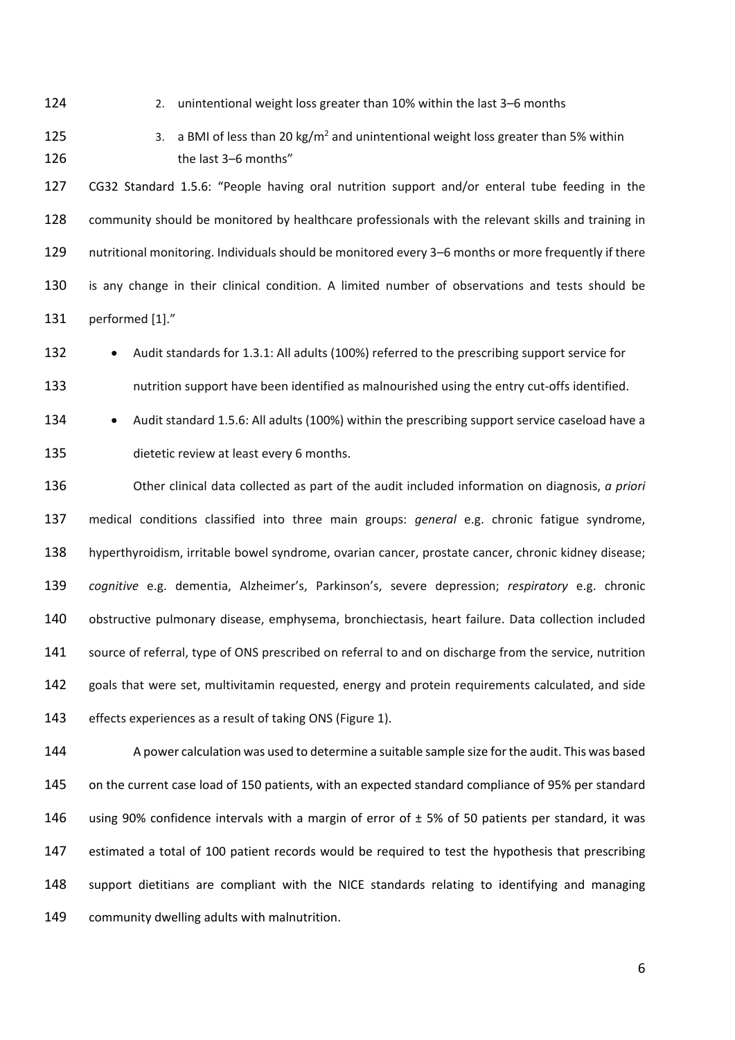2. unintentional weight loss greater than 10% within the last 3–6 months
3. a BMI of less than 20 kg/m$^2$ and unintentional weight loss greater than 5% within the last 3–6 months"

CG32 Standard 1.5.6: "People having oral nutrition support and/or enteral tube feeding in the community should be monitored by healthcare professionals with the relevant skills and training in nutritional monitoring. Individuals should be monitored every 3–6 months or more frequently if there is any change in their clinical condition. A limited number of observations and tests should be performed [1]."

- Audit standards for 1.3.1: All adults (100%) referred to the prescribing support service for nutrition support have been identified as malnourished using the entry cut-offs identified.
- Audit standard 1.5.6: All adults (100%) within the prescribing support service caseload have a dietetic review at least every 6 months.

Other clinical data collected as part of the audit included information on diagnosis, *a priori* medical conditions classified into three main groups: *general* e.g. chronic fatigue syndrome, hyperthyroidism, irritable bowel syndrome, ovarian cancer, prostate cancer, chronic kidney disease; *cognitive* e.g. dementia, Alzheimer's, Parkinson's, severe depression; *respiratory* e.g. chronic obstructive pulmonary disease, emphysema, bronchiectasis, heart failure. Data collection included source of referral, type of ONS prescribed on referral to and on discharge from the service, nutrition goals that were set, multivitamin requested, energy and protein requirements calculated, and side effects experiences as a result of taking ONS (Figure 1).

A power calculation was used to determine a suitable sample size for the audit. This was based on the current case load of 150 patients, with an expected standard compliance of 95% per standard using 90% confidence intervals with a margin of error of ± 5% of 50 patients per standard, it was estimated a total of 100 patient records would be required to test the hypothesis that prescribing support dietitians are compliant with the NICE standards relating to identifying and managing community dwelling adults with malnutrition.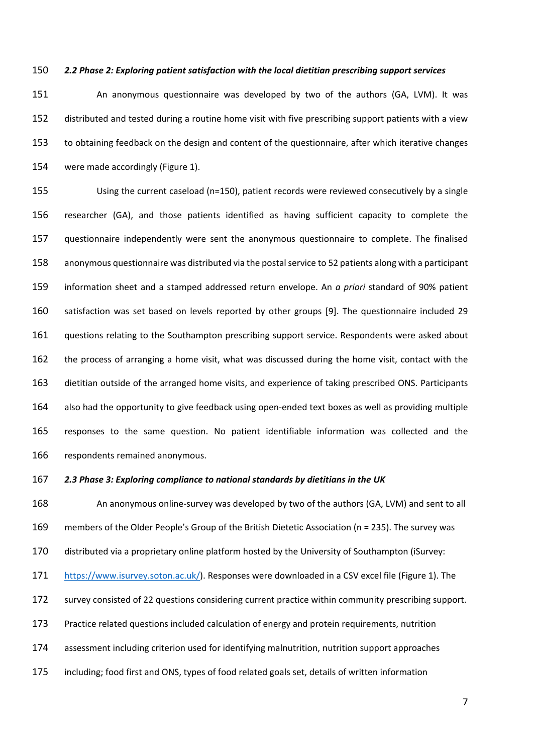### *2.2 Phase 2: Exploring patient satisfaction with the local dietitian prescribing support services*

An anonymous questionnaire was developed by two of the authors (GA, LVM). It was distributed and tested during a routine home visit with five prescribing support patients with a view to obtaining feedback on the design and content of the questionnaire, after which iterative changes were made accordingly (Figure 1).

Using the current caseload (n=150), patient records were reviewed consecutively by a single researcher (GA), and those patients identified as having sufficient capacity to complete the questionnaire independently were sent the anonymous questionnaire to complete. The finalised anonymous questionnaire was distributed via the postal service to 52 patients along with a participant information sheet and a stamped addressed return envelope. An *a priori* standard of 90% patient satisfaction was set based on levels reported by other groups [9]. The questionnaire included 29 questions relating to the Southampton prescribing support service. Respondents were asked about the process of arranging a home visit, what was discussed during the home visit, contact with the dietitian outside of the arranged home visits, and experience of taking prescribed ONS. Participants also had the opportunity to give feedback using open-ended text boxes as well as providing multiple responses to the same question. No patient identifiable information was collected and the respondents remained anonymous.

### *2.3 Phase 3: Exploring compliance to national standards by dietitians in the UK*

An anonymous online-survey was developed by two of the authors (GA, LVM) and sent to all members of the Older People's Group of the British Dietetic Association (n = 235). The survey was distributed via a proprietary online platform hosted by the University of Southampton (iSurvey: https://www.isurvey.soton.ac.uk/). Responses were downloaded in a CSV excel file (Figure 1). The survey consisted of 22 questions considering current practice within community prescribing support. Practice related questions included calculation of energy and protein requirements, nutrition assessment including criterion used for identifying malnutrition, nutrition support approaches including; food first and ONS, types of food related goals set, details of written information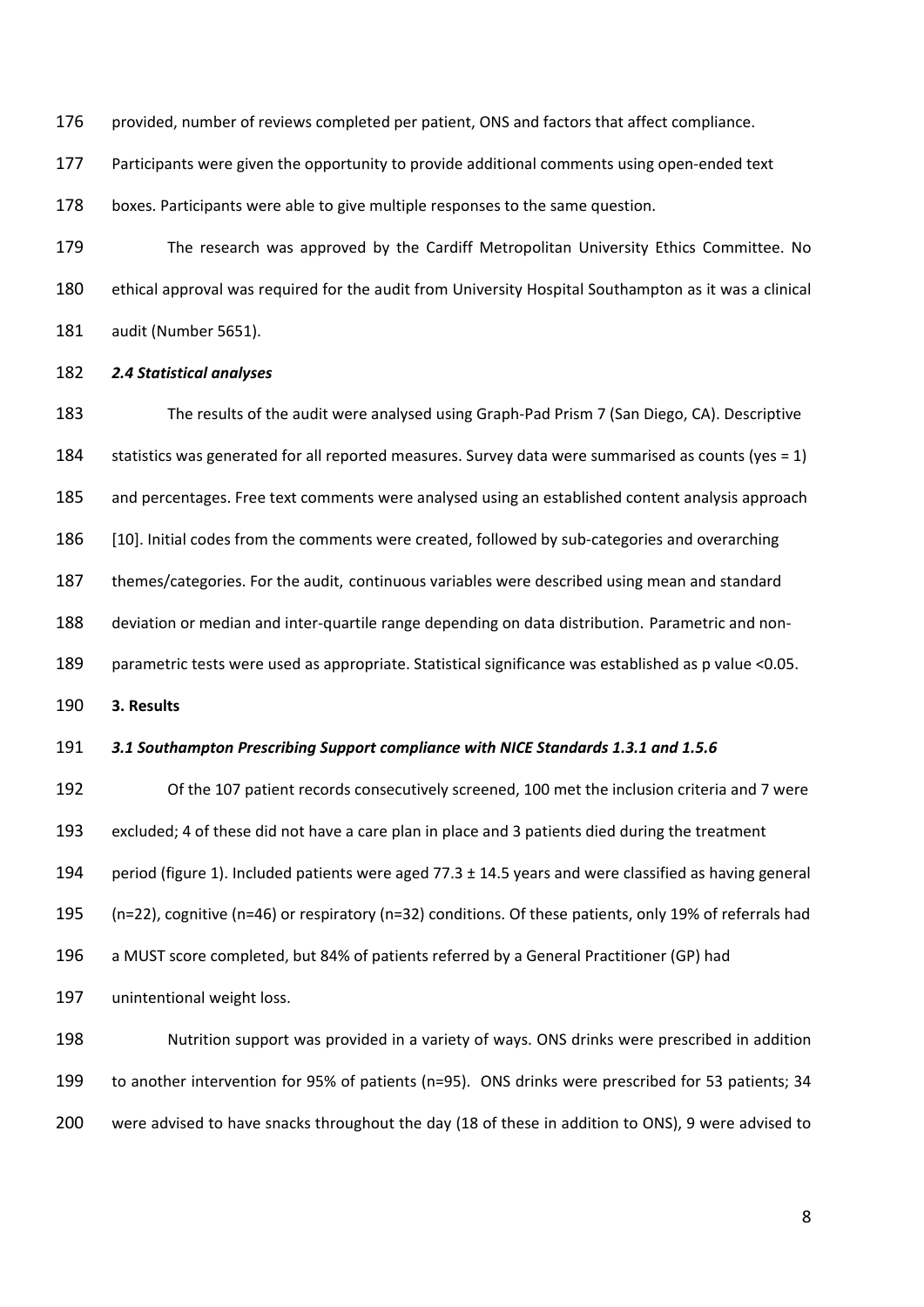provided, number of reviews completed per patient, ONS and factors that affect compliance. Participants were given the opportunity to provide additional comments using open-ended text boxes. Participants were able to give multiple responses to the same question.

The research was approved by the Cardiff Metropolitan University Ethics Committee. No ethical approval was required for the audit from University Hospital Southampton as it was a clinical audit (Number 5651).

### *2.4 Statistical analyses*

The results of the audit were analysed using Graph-Pad Prism 7 (San Diego, CA). Descriptive statistics was generated for all reported measures. Survey data were summarised as counts (yes = 1) and percentages. Free text comments were analysed using an established content analysis approach [10]. Initial codes from the comments were created, followed by sub-categories and overarching themes/categories. For the audit, continuous variables were described using mean and standard deviation or median and inter-quartile range depending on data distribution. Parametric and non-parametric tests were used as appropriate. Statistical significance was established as p value <0.05.

## 3. Results

### *3.1 Southampton Prescribing Support compliance with NICE Standards 1.3.1 and 1.5.6*

Of the 107 patient records consecutively screened, 100 met the inclusion criteria and 7 were excluded; 4 of these did not have a care plan in place and 3 patients died during the treatment period (figure 1). Included patients were aged 77.3 ± 14.5 years and were classified as having general (n=22), cognitive (n=46) or respiratory (n=32) conditions. Of these patients, only 19% of referrals had a MUST score completed, but 84% of patients referred by a General Practitioner (GP) had unintentional weight loss.

Nutrition support was provided in a variety of ways. ONS drinks were prescribed in addition to another intervention for 95% of patients (n=95). ONS drinks were prescribed for 53 patients; 34 were advised to have snacks throughout the day (18 of these in addition to ONS), 9 were advised to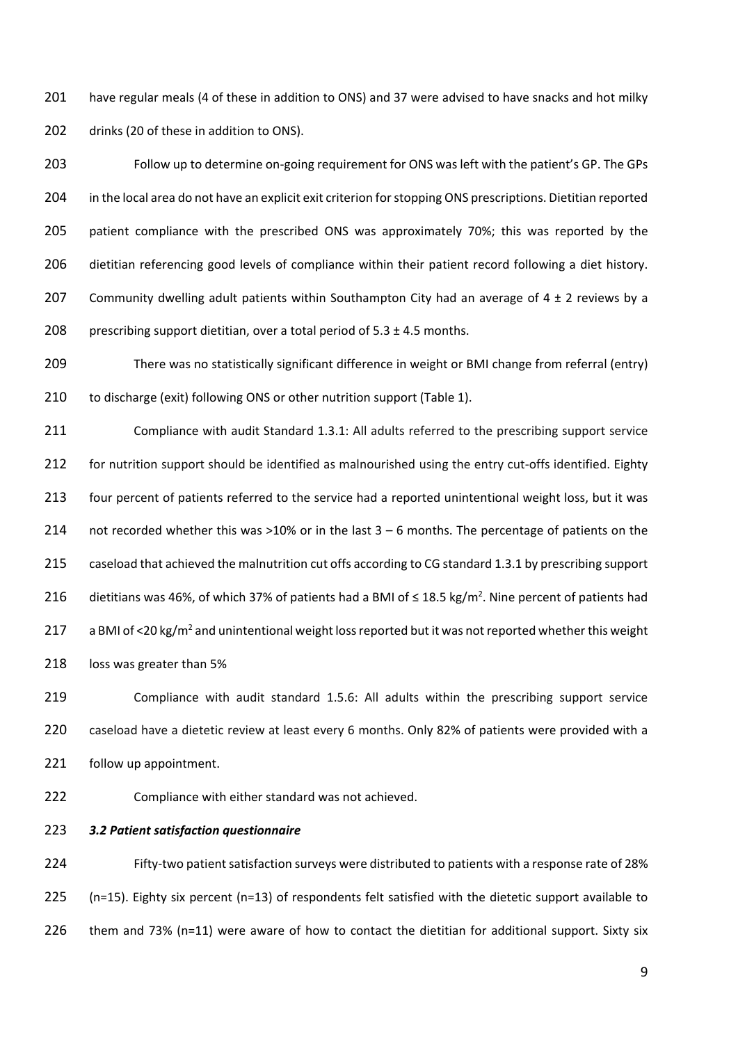have regular meals (4 of these in addition to ONS) and 37 were advised to have snacks and hot milky drinks (20 of these in addition to ONS).

Follow up to determine on-going requirement for ONS was left with the patient's GP. The GPs in the local area do not have an explicit exit criterion for stopping ONS prescriptions. Dietitian reported patient compliance with the prescribed ONS was approximately 70%; this was reported by the dietitian referencing good levels of compliance within their patient record following a diet history. Community dwelling adult patients within Southampton City had an average of 4 ± 2 reviews by a prescribing support dietitian, over a total period of 5.3 ± 4.5 months.

There was no statistically significant difference in weight or BMI change from referral (entry) to discharge (exit) following ONS or other nutrition support (Table 1).

Compliance with audit Standard 1.3.1: All adults referred to the prescribing support service for nutrition support should be identified as malnourished using the entry cut-offs identified. Eighty four percent of patients referred to the service had a reported unintentional weight loss, but it was not recorded whether this was >10% or in the last 3 – 6 months. The percentage of patients on the caseload that achieved the malnutrition cut offs according to CG standard 1.3.1 by prescribing support dietitians was 46%, of which 37% of patients had a BMI of ≤ 18.5 kg/m$^2$. Nine percent of patients had a BMI of <20 kg/m$^2$ and unintentional weight loss reported but it was not reported whether this weight loss was greater than 5%

Compliance with audit standard 1.5.6: All adults within the prescribing support service caseload have a dietetic review at least every 6 months. Only 82% of patients were provided with a follow up appointment.

Compliance with either standard was not achieved.

### *3.2 Patient satisfaction questionnaire*

Fifty-two patient satisfaction surveys were distributed to patients with a response rate of 28% (n=15). Eighty six percent (n=13) of respondents felt satisfied with the dietetic support available to them and 73% (n=11) were aware of how to contact the dietitian for additional support. Sixty six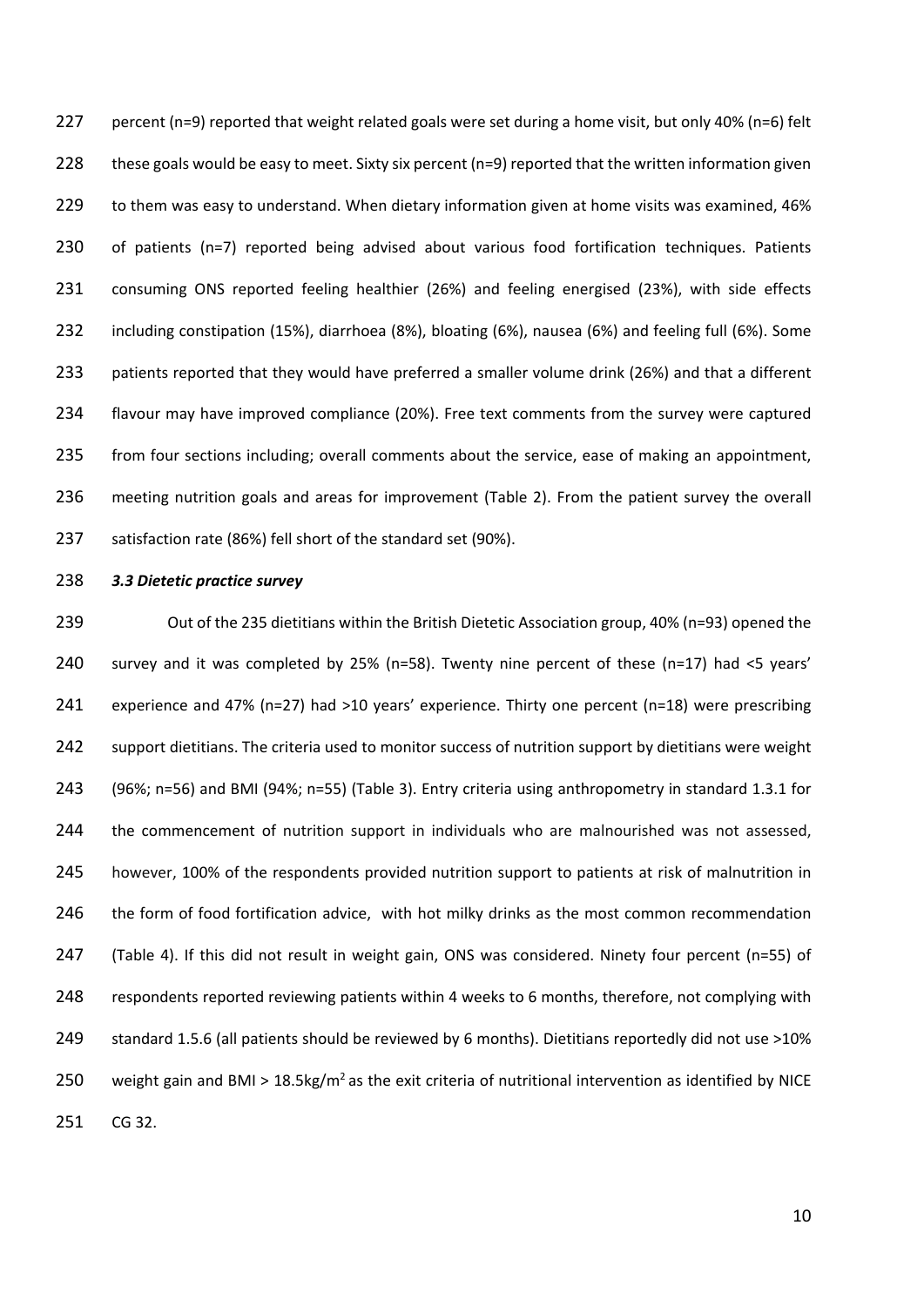percent (n=9) reported that weight related goals were set during a home visit, but only 40% (n=6) felt these goals would be easy to meet. Sixty six percent (n=9) reported that the written information given to them was easy to understand. When dietary information given at home visits was examined, 46% of patients (n=7) reported being advised about various food fortification techniques. Patients consuming ONS reported feeling healthier (26%) and feeling energised (23%), with side effects including constipation (15%), diarrhoea (8%), bloating (6%), nausea (6%) and feeling full (6%). Some patients reported that they would have preferred a smaller volume drink (26%) and that a different flavour may have improved compliance (20%). Free text comments from the survey were captured from four sections including; overall comments about the service, ease of making an appointment, meeting nutrition goals and areas for improvement (Table 2). From the patient survey the overall satisfaction rate (86%) fell short of the standard set (90%).

### *3.3 Dietetic practice survey*

Out of the 235 dietitians within the British Dietetic Association group, 40% (n=93) opened the survey and it was completed by 25% (n=58). Twenty nine percent of these (n=17) had <5 years' experience and 47% (n=27) had >10 years' experience. Thirty one percent (n=18) were prescribing support dietitians. The criteria used to monitor success of nutrition support by dietitians were weight (96%; n=56) and BMI (94%; n=55) (Table 3). Entry criteria using anthropometry in standard 1.3.1 for the commencement of nutrition support in individuals who are malnourished was not assessed, however, 100% of the respondents provided nutrition support to patients at risk of malnutrition in the form of food fortification advice, with hot milky drinks as the most common recommendation (Table 4). If this did not result in weight gain, ONS was considered. Ninety four percent (n=55) of respondents reported reviewing patients within 4 weeks to 6 months, therefore, not complying with standard 1.5.6 (all patients should be reviewed by 6 months). Dietitians reportedly did not use >10% weight gain and BMI > 18.5kg/m$^2$ as the exit criteria of nutritional intervention as identified by NICE CG 32.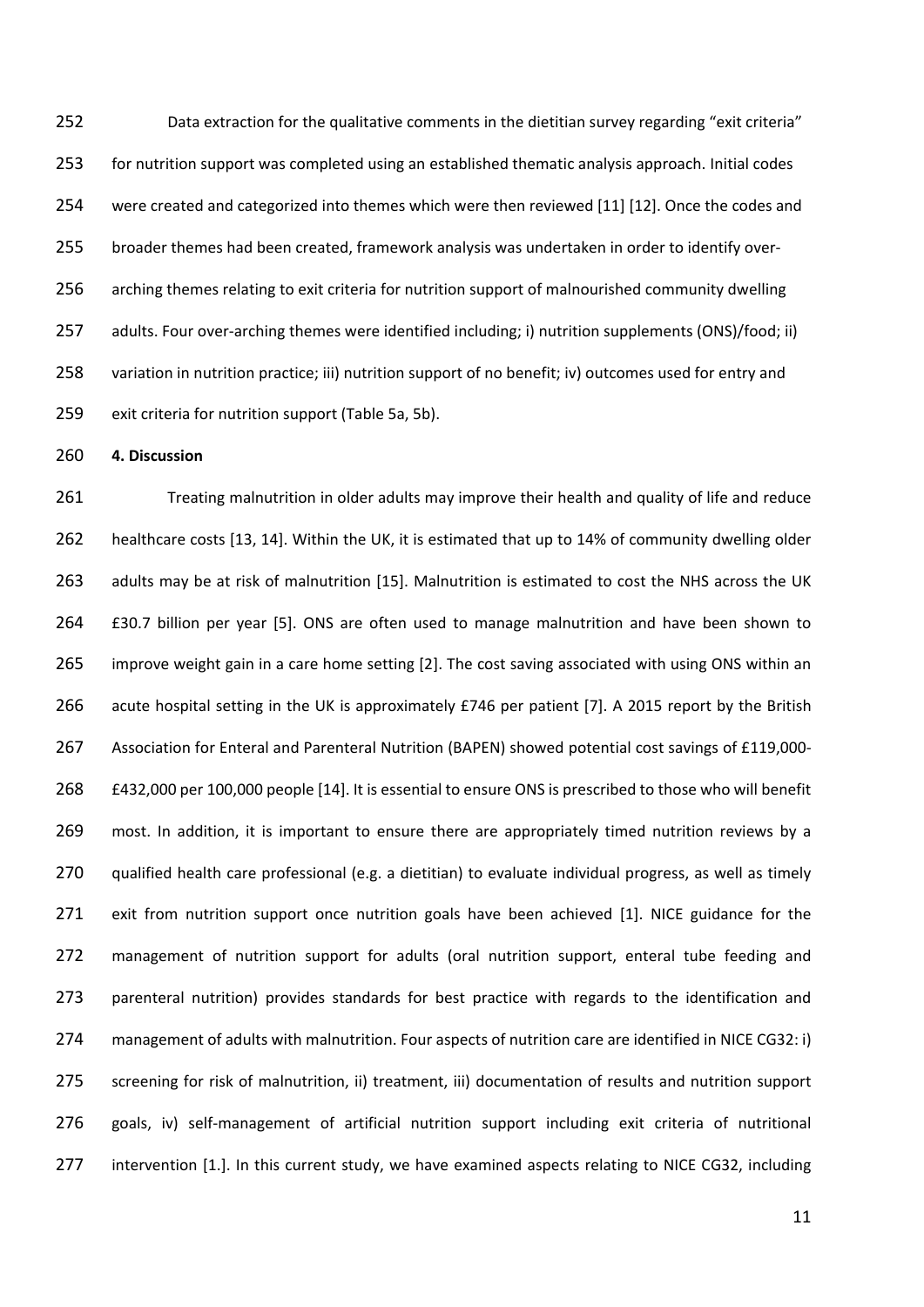Data extraction for the qualitative comments in the dietitian survey regarding "exit criteria" for nutrition support was completed using an established thematic analysis approach. Initial codes were created and categorized into themes which were then reviewed [11] [12]. Once the codes and broader themes had been created, framework analysis was undertaken in order to identify over-arching themes relating to exit criteria for nutrition support of malnourished community dwelling adults. Four over-arching themes were identified including; i) nutrition supplements (ONS)/food; ii) variation in nutrition practice; iii) nutrition support of no benefit; iv) outcomes used for entry and exit criteria for nutrition support (Table 5a, 5b).

**4. Discussion**

Treating malnutrition in older adults may improve their health and quality of life and reduce healthcare costs [13, 14]. Within the UK, it is estimated that up to 14% of community dwelling older adults may be at risk of malnutrition [15]. Malnutrition is estimated to cost the NHS across the UK £30.7 billion per year [5]. ONS are often used to manage malnutrition and have been shown to improve weight gain in a care home setting [2]. The cost saving associated with using ONS within an acute hospital setting in the UK is approximately £746 per patient [7]. A 2015 report by the British Association for Enteral and Parenteral Nutrition (BAPEN) showed potential cost savings of £119,000-£432,000 per 100,000 people [14]. It is essential to ensure ONS is prescribed to those who will benefit most. In addition, it is important to ensure there are appropriately timed nutrition reviews by a qualified health care professional (e.g. a dietitian) to evaluate individual progress, as well as timely exit from nutrition support once nutrition goals have been achieved [1]. NICE guidance for the management of nutrition support for adults (oral nutrition support, enteral tube feeding and parenteral nutrition) provides standards for best practice with regards to the identification and management of adults with malnutrition. Four aspects of nutrition care are identified in NICE CG32: i) screening for risk of malnutrition, ii) treatment, iii) documentation of results and nutrition support goals, iv) self-management of artificial nutrition support including exit criteria of nutritional intervention [1.]. In this current study, we have examined aspects relating to NICE CG32, including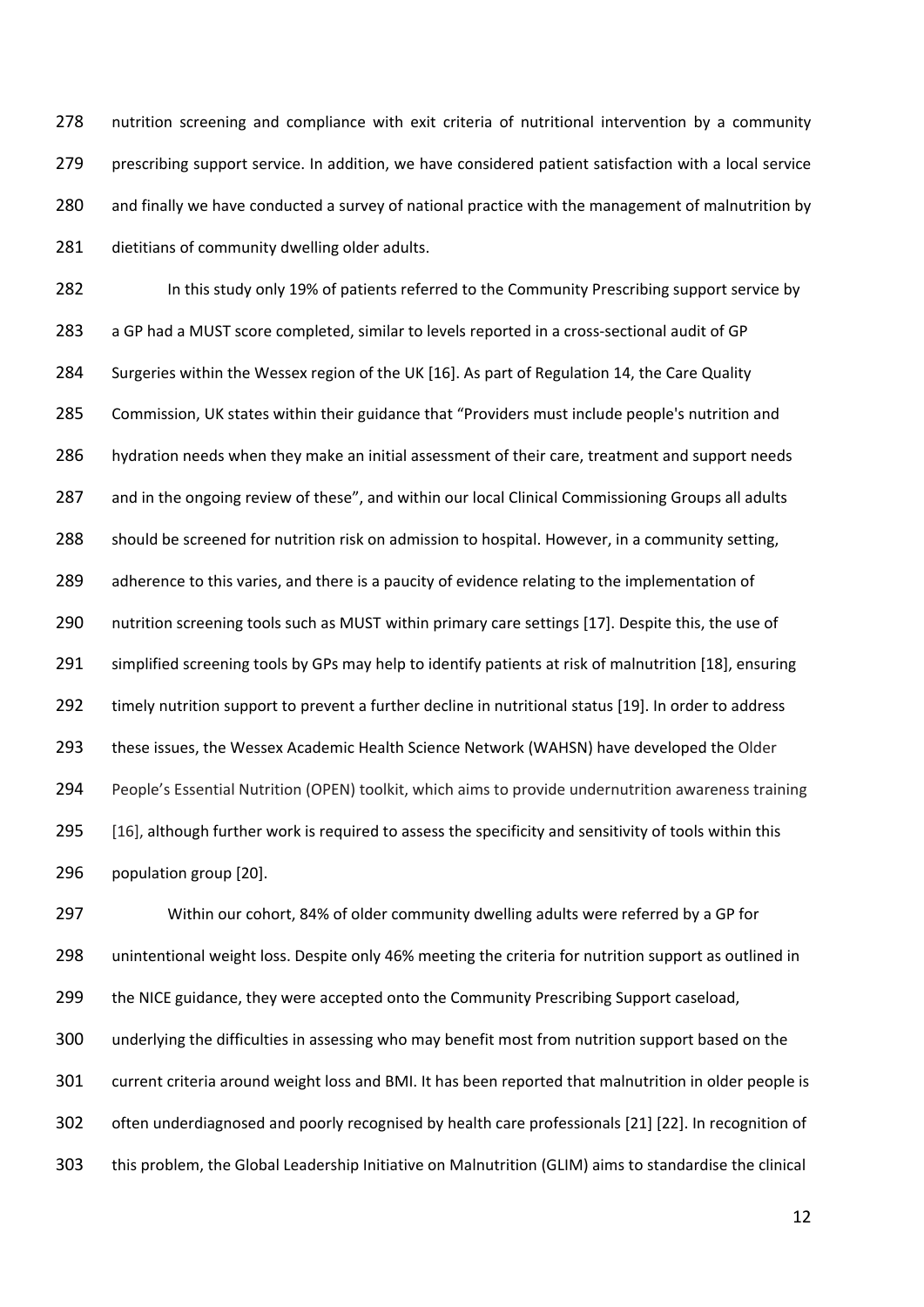nutrition screening and compliance with exit criteria of nutritional intervention by a community prescribing support service. In addition, we have considered patient satisfaction with a local service and finally we have conducted a survey of national practice with the management of malnutrition by dietitians of community dwelling older adults.

In this study only 19% of patients referred to the Community Prescribing support service by a GP had a MUST score completed, similar to levels reported in a cross-sectional audit of GP Surgeries within the Wessex region of the UK [16]. As part of Regulation 14, the Care Quality Commission, UK states within their guidance that "Providers must include people's nutrition and hydration needs when they make an initial assessment of their care, treatment and support needs and in the ongoing review of these", and within our local Clinical Commissioning Groups all adults should be screened for nutrition risk on admission to hospital. However, in a community setting, adherence to this varies, and there is a paucity of evidence relating to the implementation of nutrition screening tools such as MUST within primary care settings [17]. Despite this, the use of simplified screening tools by GPs may help to identify patients at risk of malnutrition [18], ensuring timely nutrition support to prevent a further decline in nutritional status [19]. In order to address these issues, the Wessex Academic Health Science Network (WAHSN) have developed the Older People's Essential Nutrition (OPEN) toolkit, which aims to provide undernutrition awareness training [16], although further work is required to assess the specificity and sensitivity of tools within this population group [20].

Within our cohort, 84% of older community dwelling adults were referred by a GP for unintentional weight loss. Despite only 46% meeting the criteria for nutrition support as outlined in the NICE guidance, they were accepted onto the Community Prescribing Support caseload, underlying the difficulties in assessing who may benefit most from nutrition support based on the current criteria around weight loss and BMI. It has been reported that malnutrition in older people is often underdiagnosed and poorly recognised by health care professionals [21] [22]. In recognition of this problem, the Global Leadership Initiative on Malnutrition (GLIM) aims to standardise the clinical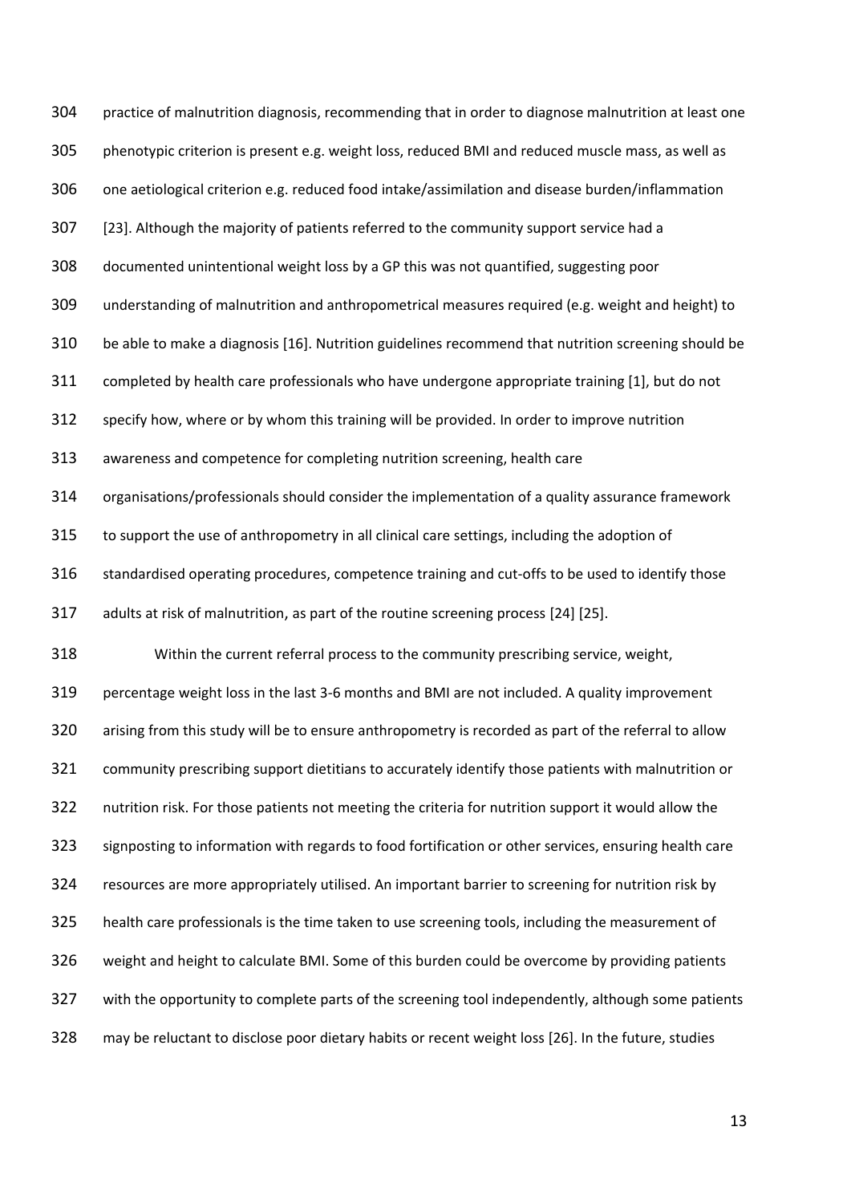practice of malnutrition diagnosis, recommending that in order to diagnose malnutrition at least one phenotypic criterion is present e.g. weight loss, reduced BMI and reduced muscle mass, as well as one aetiological criterion e.g. reduced food intake/assimilation and disease burden/inflammation [23]. Although the majority of patients referred to the community support service had a documented unintentional weight loss by a GP this was not quantified, suggesting poor understanding of malnutrition and anthropometrical measures required (e.g. weight and height) to be able to make a diagnosis [16]. Nutrition guidelines recommend that nutrition screening should be completed by health care professionals who have undergone appropriate training [1], but do not specify how, where or by whom this training will be provided. In order to improve nutrition awareness and competence for completing nutrition screening, health care organisations/professionals should consider the implementation of a quality assurance framework to support the use of anthropometry in all clinical care settings, including the adoption of standardised operating procedures, competence training and cut-offs to be used to identify those adults at risk of malnutrition, as part of the routine screening process [24] [25].

Within the current referral process to the community prescribing service, weight, percentage weight loss in the last 3-6 months and BMI are not included. A quality improvement arising from this study will be to ensure anthropometry is recorded as part of the referral to allow community prescribing support dietitians to accurately identify those patients with malnutrition or nutrition risk. For those patients not meeting the criteria for nutrition support it would allow the signposting to information with regards to food fortification or other services, ensuring health care resources are more appropriately utilised. An important barrier to screening for nutrition risk by health care professionals is the time taken to use screening tools, including the measurement of weight and height to calculate BMI. Some of this burden could be overcome by providing patients with the opportunity to complete parts of the screening tool independently, although some patients may be reluctant to disclose poor dietary habits or recent weight loss [26]. In the future, studies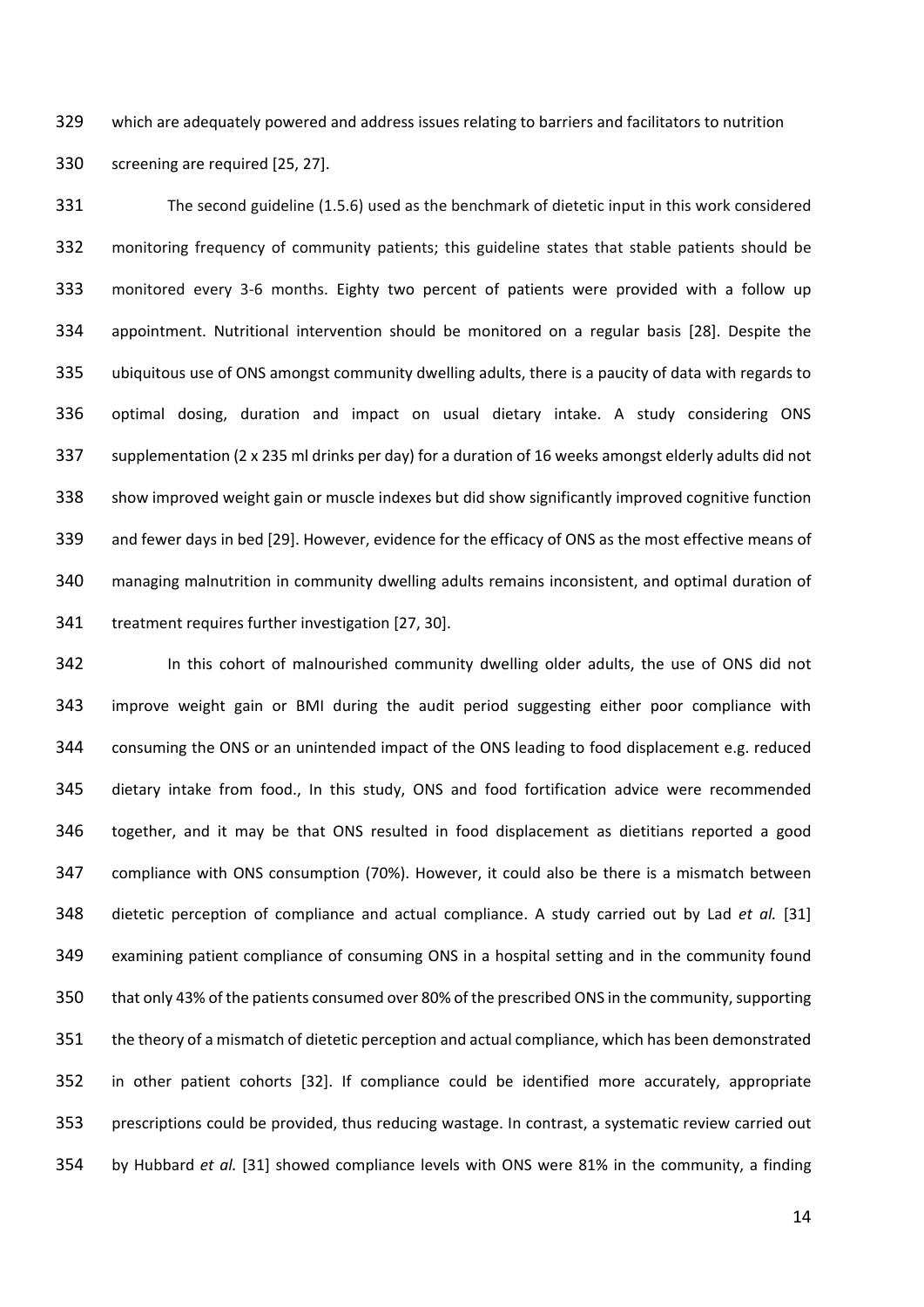which are adequately powered and address issues relating to barriers and facilitators to nutrition screening are required [25, 27].

The second guideline (1.5.6) used as the benchmark of dietetic input in this work considered monitoring frequency of community patients; this guideline states that stable patients should be monitored every 3-6 months. Eighty two percent of patients were provided with a follow up appointment. Nutritional intervention should be monitored on a regular basis [28]. Despite the ubiquitous use of ONS amongst community dwelling adults, there is a paucity of data with regards to optimal dosing, duration and impact on usual dietary intake. A study considering ONS supplementation (2 x 235 ml drinks per day) for a duration of 16 weeks amongst elderly adults did not show improved weight gain or muscle indexes but did show significantly improved cognitive function and fewer days in bed [29]. However, evidence for the efficacy of ONS as the most effective means of managing malnutrition in community dwelling adults remains inconsistent, and optimal duration of treatment requires further investigation [27, 30].

In this cohort of malnourished community dwelling older adults, the use of ONS did not improve weight gain or BMI during the audit period suggesting either poor compliance with consuming the ONS or an unintended impact of the ONS leading to food displacement e.g. reduced dietary intake from food., In this study, ONS and food fortification advice were recommended together, and it may be that ONS resulted in food displacement as dietitians reported a good compliance with ONS consumption (70%). However, it could also be there is a mismatch between dietetic perception of compliance and actual compliance. A study carried out by Lad *et al.* [31] examining patient compliance of consuming ONS in a hospital setting and in the community found that only 43% of the patients consumed over 80% of the prescribed ONS in the community, supporting the theory of a mismatch of dietetic perception and actual compliance, which has been demonstrated in other patient cohorts [32]. If compliance could be identified more accurately, appropriate prescriptions could be provided, thus reducing wastage. In contrast, a systematic review carried out by Hubbard *et al.* [31] showed compliance levels with ONS were 81% in the community, a finding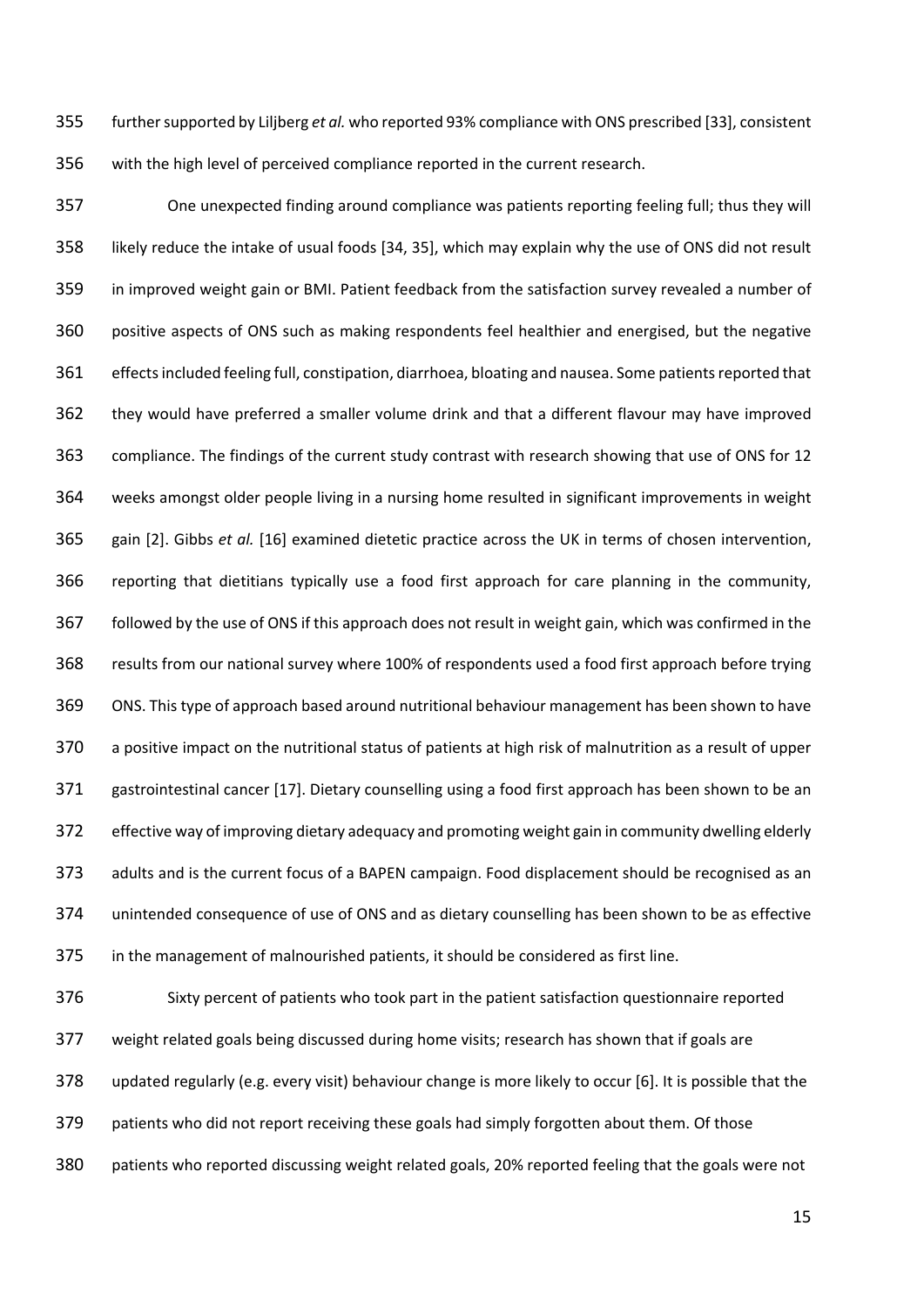further supported by Liljberg *et al.* who reported 93% compliance with ONS prescribed [33], consistent with the high level of perceived compliance reported in the current research.

One unexpected finding around compliance was patients reporting feeling full; thus they will likely reduce the intake of usual foods [34, 35], which may explain why the use of ONS did not result in improved weight gain or BMI. Patient feedback from the satisfaction survey revealed a number of positive aspects of ONS such as making respondents feel healthier and energised, but the negative effects included feeling full, constipation, diarrhoea, bloating and nausea. Some patients reported that they would have preferred a smaller volume drink and that a different flavour may have improved compliance. The findings of the current study contrast with research showing that use of ONS for 12 weeks amongst older people living in a nursing home resulted in significant improvements in weight gain [2]. Gibbs *et al.* [16] examined dietetic practice across the UK in terms of chosen intervention, reporting that dietitians typically use a food first approach for care planning in the community, followed by the use of ONS if this approach does not result in weight gain, which was confirmed in the results from our national survey where 100% of respondents used a food first approach before trying ONS. This type of approach based around nutritional behaviour management has been shown to have a positive impact on the nutritional status of patients at high risk of malnutrition as a result of upper gastrointestinal cancer [17]. Dietary counselling using a food first approach has been shown to be an effective way of improving dietary adequacy and promoting weight gain in community dwelling elderly adults and is the current focus of a BAPEN campaign. Food displacement should be recognised as an unintended consequence of use of ONS and as dietary counselling has been shown to be as effective in the management of malnourished patients, it should be considered as first line.

Sixty percent of patients who took part in the patient satisfaction questionnaire reported weight related goals being discussed during home visits; research has shown that if goals are updated regularly (e.g. every visit) behaviour change is more likely to occur [6]. It is possible that the patients who did not report receiving these goals had simply forgotten about them. Of those patients who reported discussing weight related goals, 20% reported feeling that the goals were not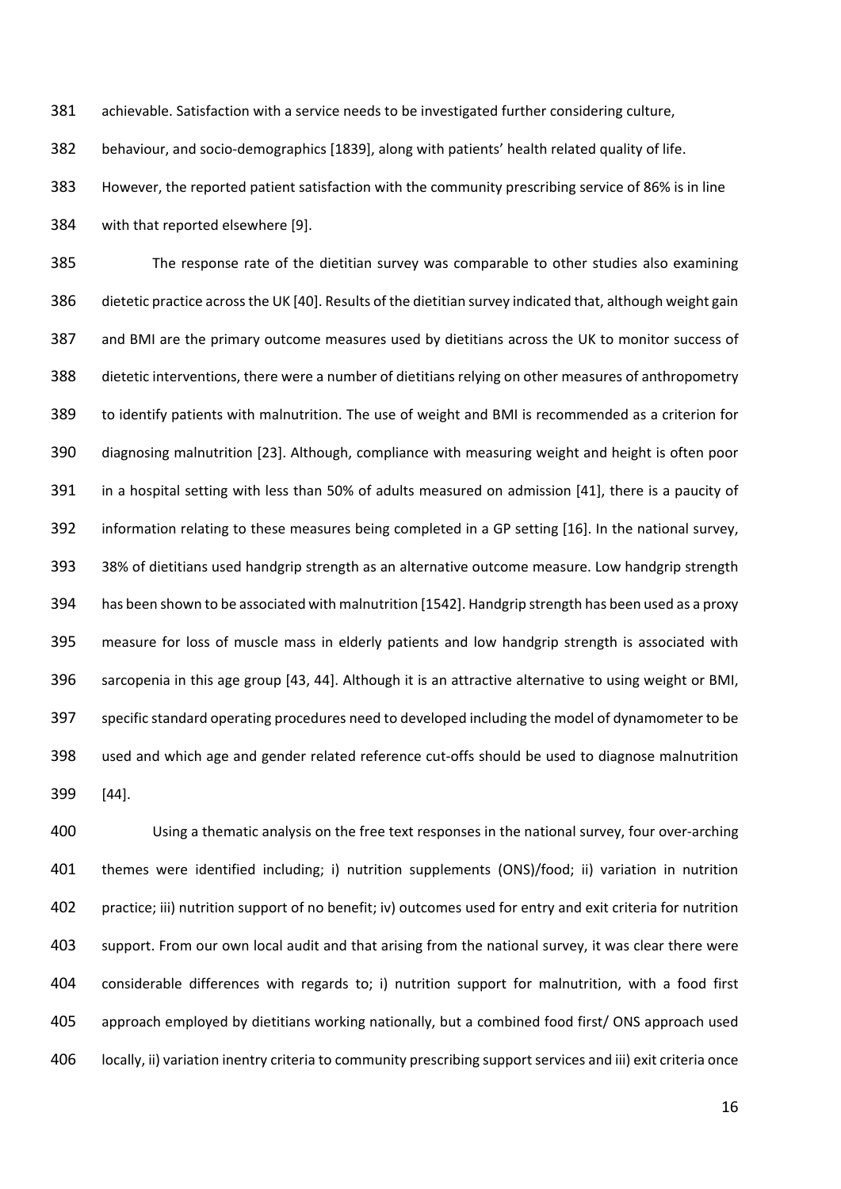achievable. Satisfaction with a service needs to be investigated further considering culture, behaviour, and socio-demographics [1839], along with patients' health related quality of life. However, the reported patient satisfaction with the community prescribing service of 86% is in line with that reported elsewhere [9].

The response rate of the dietitian survey was comparable to other studies also examining dietetic practice across the UK [40]. Results of the dietitian survey indicated that, although weight gain and BMI are the primary outcome measures used by dietitians across the UK to monitor success of dietetic interventions, there were a number of dietitians relying on other measures of anthropometry to identify patients with malnutrition. The use of weight and BMI is recommended as a criterion for diagnosing malnutrition [23]. Although, compliance with measuring weight and height is often poor in a hospital setting with less than 50% of adults measured on admission [41], there is a paucity of information relating to these measures being completed in a GP setting [16]. In the national survey, 38% of dietitians used handgrip strength as an alternative outcome measure. Low handgrip strength has been shown to be associated with malnutrition [1542]. Handgrip strength has been used as a proxy measure for loss of muscle mass in elderly patients and low handgrip strength is associated with sarcopenia in this age group [43, 44]. Although it is an attractive alternative to using weight or BMI, specific standard operating procedures need to developed including the model of dynamometer to be used and which age and gender related reference cut-offs should be used to diagnose malnutrition [44].

Using a thematic analysis on the free text responses in the national survey, four over-arching themes were identified including; i) nutrition supplements (ONS)/food; ii) variation in nutrition practice; iii) nutrition support of no benefit; iv) outcomes used for entry and exit criteria for nutrition support. From our own local audit and that arising from the national survey, it was clear there were considerable differences with regards to; i) nutrition support for malnutrition, with a food first approach employed by dietitians working nationally, but a combined food first/ ONS approach used locally, ii) variation inentry criteria to community prescribing support services and iii) exit criteria once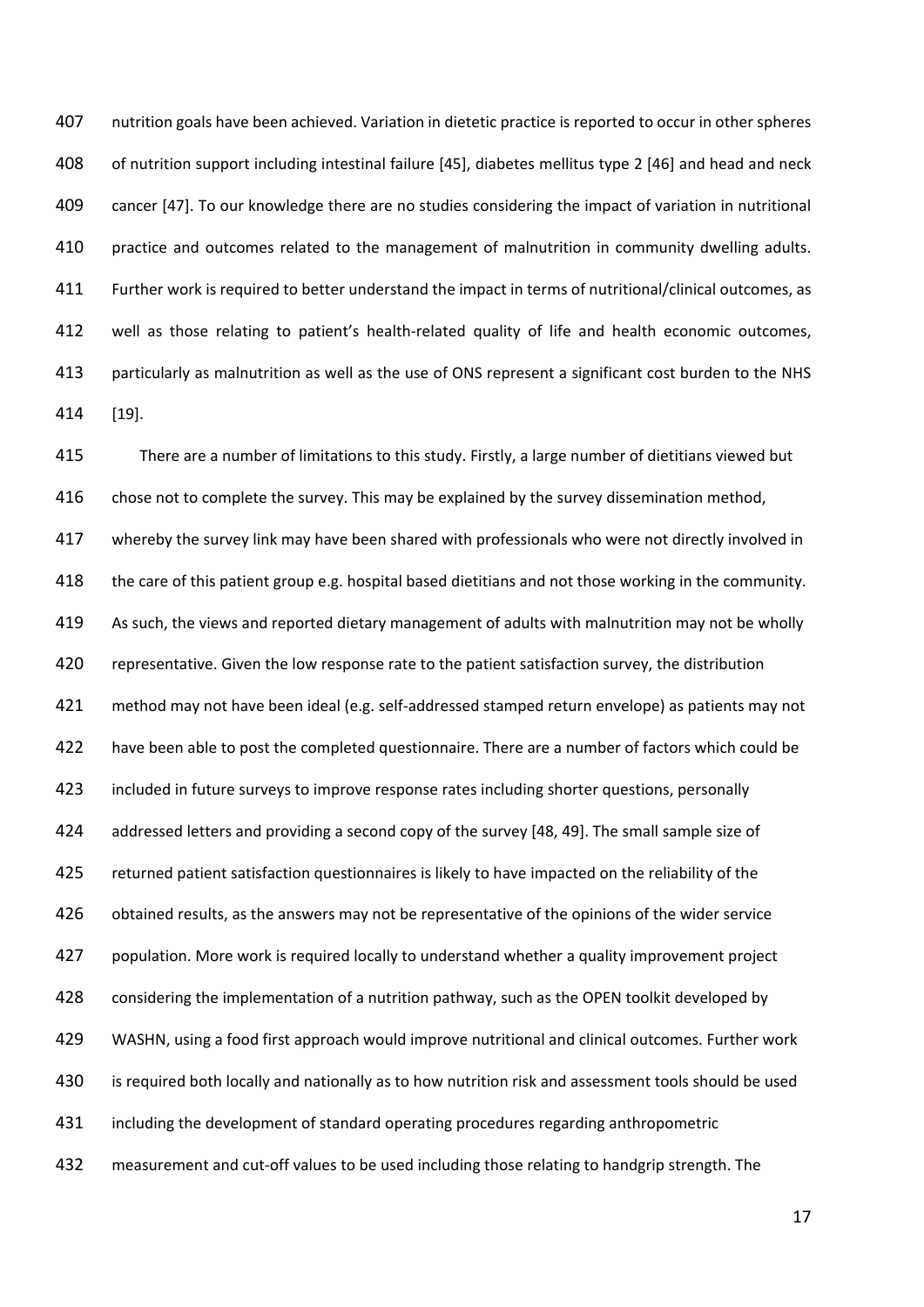nutrition goals have been achieved. Variation in dietetic practice is reported to occur in other spheres of nutrition support including intestinal failure [45], diabetes mellitus type 2 [46] and head and neck cancer [47]. To our knowledge there are no studies considering the impact of variation in nutritional practice and outcomes related to the management of malnutrition in community dwelling adults. Further work is required to better understand the impact in terms of nutritional/clinical outcomes, as well as those relating to patient's health-related quality of life and health economic outcomes, particularly as malnutrition as well as the use of ONS represent a significant cost burden to the NHS [19].

There are a number of limitations to this study. Firstly, a large number of dietitians viewed but chose not to complete the survey. This may be explained by the survey dissemination method, whereby the survey link may have been shared with professionals who were not directly involved in the care of this patient group e.g. hospital based dietitians and not those working in the community. As such, the views and reported dietary management of adults with malnutrition may not be wholly representative. Given the low response rate to the patient satisfaction survey, the distribution method may not have been ideal (e.g. self-addressed stamped return envelope) as patients may not have been able to post the completed questionnaire. There are a number of factors which could be included in future surveys to improve response rates including shorter questions, personally addressed letters and providing a second copy of the survey [48, 49]. The small sample size of returned patient satisfaction questionnaires is likely to have impacted on the reliability of the obtained results, as the answers may not be representative of the opinions of the wider service population. More work is required locally to understand whether a quality improvement project considering the implementation of a nutrition pathway, such as the OPEN toolkit developed by WASHN, using a food first approach would improve nutritional and clinical outcomes. Further work is required both locally and nationally as to how nutrition risk and assessment tools should be used including the development of standard operating procedures regarding anthropometric measurement and cut-off values to be used including those relating to handgrip strength. The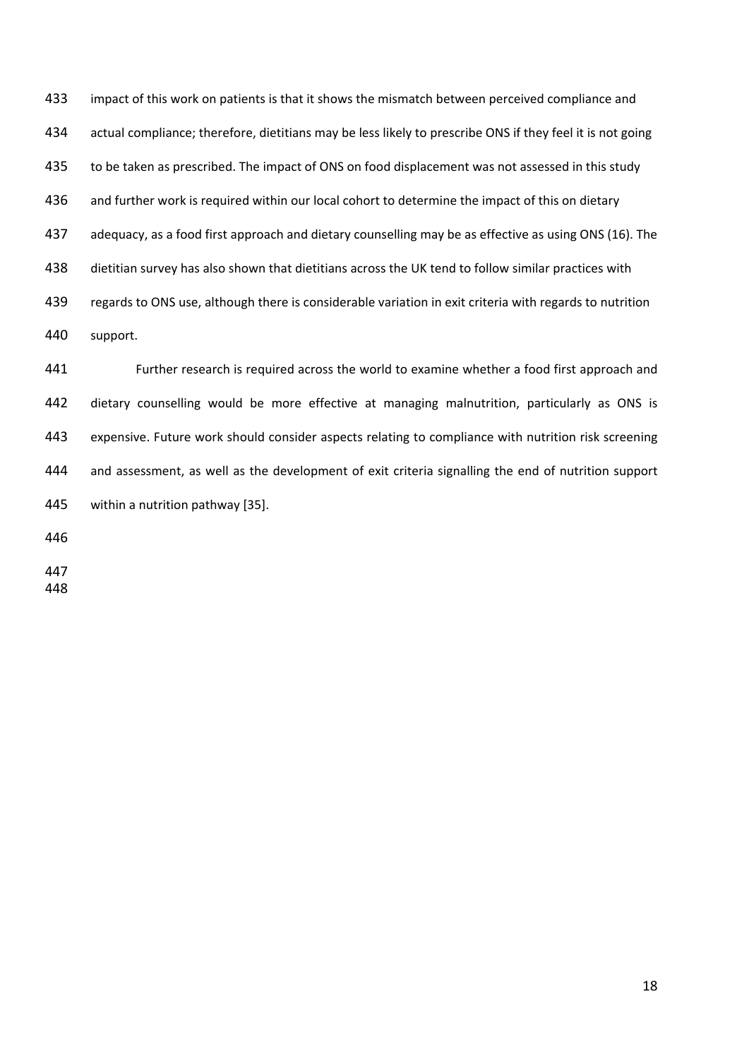impact of this work on patients is that it shows the mismatch between perceived compliance and actual compliance; therefore, dietitians may be less likely to prescribe ONS if they feel it is not going to be taken as prescribed. The impact of ONS on food displacement was not assessed in this study and further work is required within our local cohort to determine the impact of this on dietary adequacy, as a food first approach and dietary counselling may be as effective as using ONS (16). The dietitian survey has also shown that dietitians across the UK tend to follow similar practices with regards to ONS use, although there is considerable variation in exit criteria with regards to nutrition support.

Further research is required across the world to examine whether a food first approach and dietary counselling would be more effective at managing malnutrition, particularly as ONS is expensive. Future work should consider aspects relating to compliance with nutrition risk screening and assessment, as well as the development of exit criteria signalling the end of nutrition support within a nutrition pathway [35].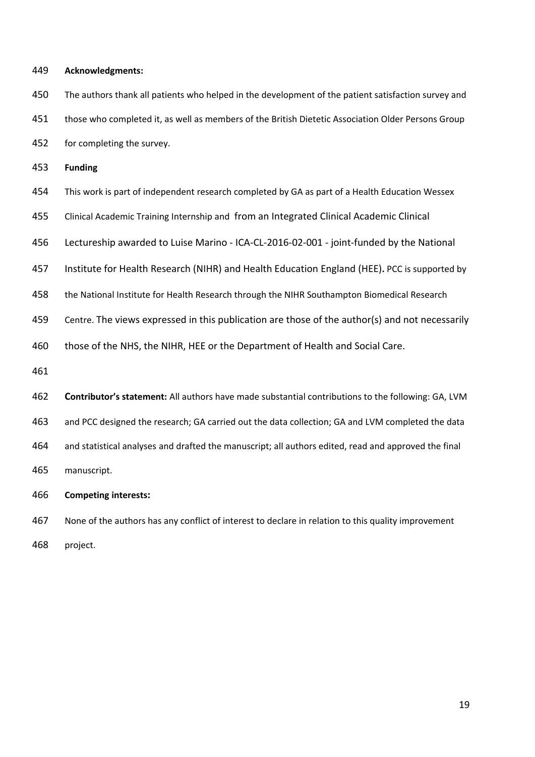**Acknowledgments:**

The authors thank all patients who helped in the development of the patient satisfaction survey and those who completed it, as well as members of the British Dietetic Association Older Persons Group for completing the survey.

**Funding**

This work is part of independent research completed by GA as part of a Health Education Wessex Clinical Academic Training Internship and from an Integrated Clinical Academic Clinical Lectureship awarded to Luise Marino - ICA-CL-2016-02-001 - joint-funded by the National Institute for Health Research (NIHR) and Health Education England (HEE)**.** PCC is supported by the National Institute for Health Research through the NIHR Southampton Biomedical Research Centre. The views expressed in this publication are those of the author(s) and not necessarily those of the NHS, the NIHR, HEE or the Department of Health and Social Care.

**Contributor's statement:** All authors have made substantial contributions to the following: GA, LVM and PCC designed the research; GA carried out the data collection; GA and LVM completed the data and statistical analyses and drafted the manuscript; all authors edited, read and approved the final manuscript.

**Competing interests:**

None of the authors has any conflict of interest to declare in relation to this quality improvement project.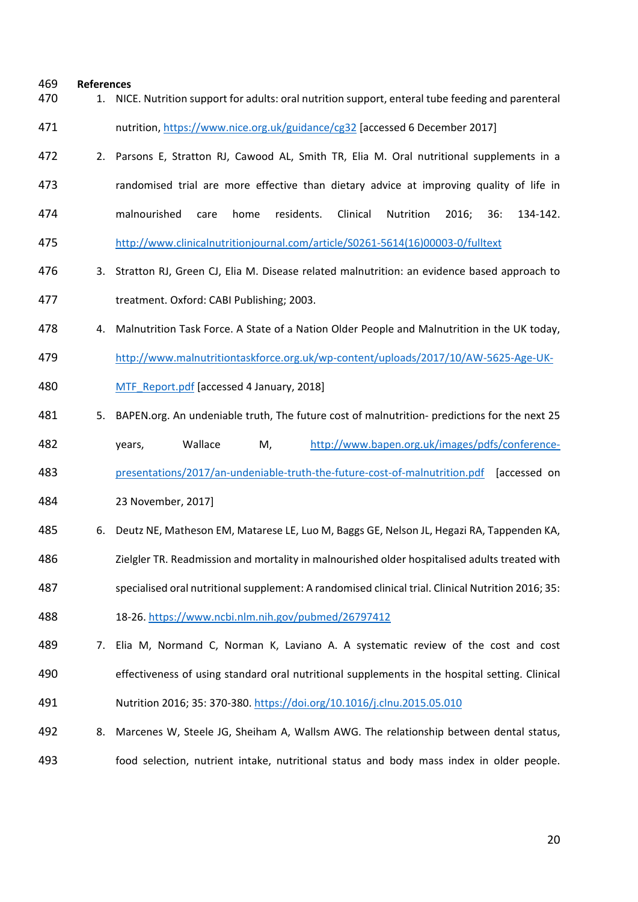## References

1. NICE. Nutrition support for adults: oral nutrition support, enteral tube feeding and parenteral nutrition, https://www.nice.org.uk/guidance/cg32 [accessed 6 December 2017]
2. Parsons E, Stratton RJ, Cawood AL, Smith TR, Elia M. Oral nutritional supplements in a randomised trial are more effective than dietary advice at improving quality of life in malnourished care home residents. Clinical Nutrition 2016; 36: 134-142. http://www.clinicalnutritionjournal.com/article/S0261-5614(16)00003-0/fulltext
3. Stratton RJ, Green CJ, Elia M. Disease related malnutrition: an evidence based approach to treatment. Oxford: CABI Publishing; 2003.
4. Malnutrition Task Force. A State of a Nation Older People and Malnutrition in the UK today, http://www.malnutritiontaskforce.org.uk/wp-content/uploads/2017/10/AW-5625-Age-UK-MTF_Report.pdf [accessed 4 January, 2018]
5. BAPEN.org. An undeniable truth, The future cost of malnutrition- predictions for the next 25 years, Wallace M, http://www.bapen.org.uk/images/pdfs/conference-presentations/2017/an-undeniable-truth-the-future-cost-of-malnutrition.pdf [accessed on 23 November, 2017]
6. Deutz NE, Matheson EM, Matarese LE, Luo M, Baggs GE, Nelson JL, Hegazi RA, Tappenden KA, Zielgler TR. Readmission and mortality in malnourished older hospitalised adults treated with specialised oral nutritional supplement: A randomised clinical trial. Clinical Nutrition 2016; 35: 18-26. https://www.ncbi.nlm.nih.gov/pubmed/26797412
7. Elia M, Normand C, Norman K, Laviano A. A systematic review of the cost and cost effectiveness of using standard oral nutritional supplements in the hospital setting. Clinical Nutrition 2016; 35: 370-380. https://doi.org/10.1016/j.clnu.2015.05.010
8. Marcenes W, Steele JG, Sheiham A, Wallsm AWG. The relationship between dental status, food selection, nutrient intake, nutritional status and body mass index in older people.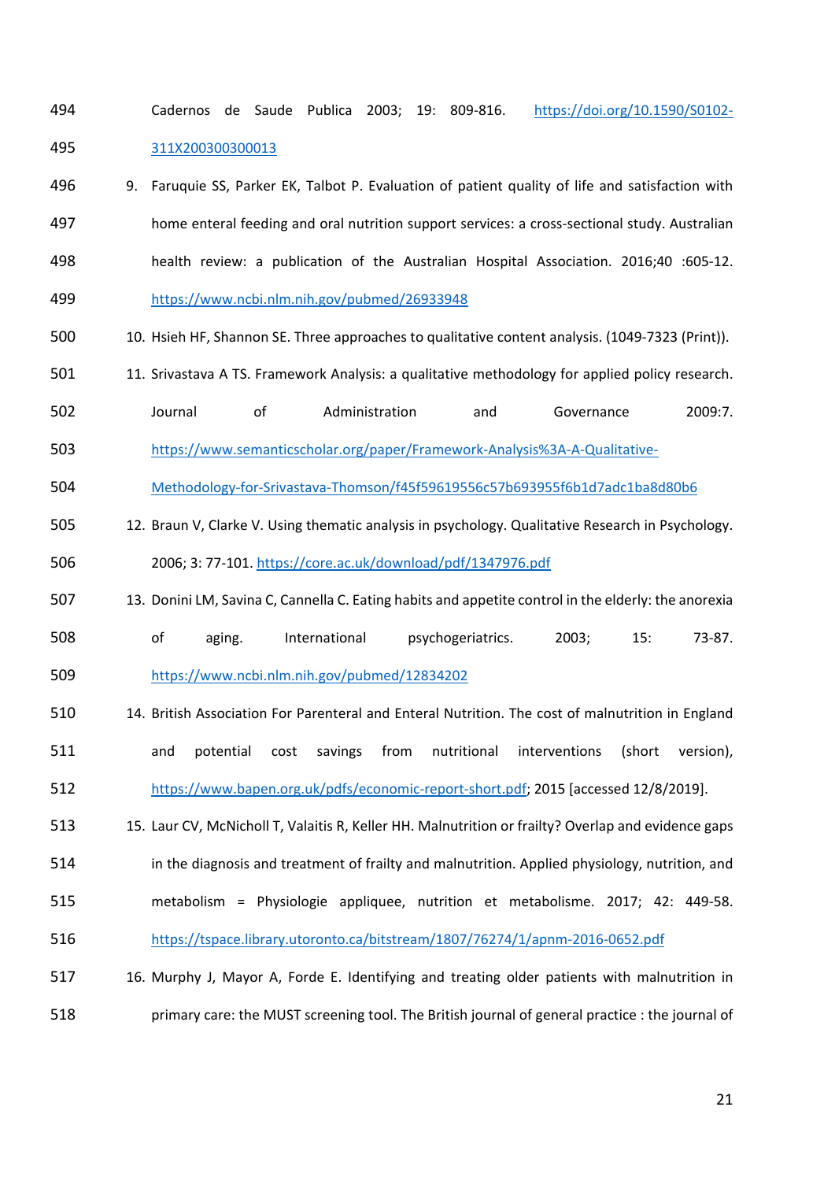Cadernos de Saude Publica 2003; 19: 809-816. https://doi.org/10.1590/S0102-311X200300300013

9. Faruquie SS, Parker EK, Talbot P. Evaluation of patient quality of life and satisfaction with home enteral feeding and oral nutrition support services: a cross-sectional study. Australian health review: a publication of the Australian Hospital Association. 2016;40 :605-12. https://www.ncbi.nlm.nih.gov/pubmed/26933948
10. Hsieh HF, Shannon SE. Three approaches to qualitative content analysis. (1049-7323 (Print)).
11. Srivastava A TS. Framework Analysis: a qualitative methodology for applied policy research. Journal of Administration and Governance 2009:7. https://www.semanticscholar.org/paper/Framework-Analysis%3A-A-Qualitative-Methodology-for-Srivastava-Thomson/f45f59619556c57b693955f6b1d7adc1ba8d80b6
12. Braun V, Clarke V. Using thematic analysis in psychology. Qualitative Research in Psychology. 2006; 3: 77-101. https://core.ac.uk/download/pdf/1347976.pdf
13. Donini LM, Savina C, Cannella C. Eating habits and appetite control in the elderly: the anorexia of aging. International psychogeriatrics. 2003; 15: 73-87. https://www.ncbi.nlm.nih.gov/pubmed/12834202
14. British Association For Parenteral and Enteral Nutrition. The cost of malnutrition in England and potential cost savings from nutritional interventions (short version), https://www.bapen.org.uk/pdfs/economic-report-short.pdf; 2015 [accessed 12/8/2019].
15. Laur CV, McNicholl T, Valaitis R, Keller HH. Malnutrition or frailty? Overlap and evidence gaps in the diagnosis and treatment of frailty and malnutrition. Applied physiology, nutrition, and metabolism = Physiologie appliquee, nutrition et metabolisme. 2017; 42: 449-58. https://tspace.library.utoronto.ca/bitstream/1807/76274/1/apnm-2016-0652.pdf
16. Murphy J, Mayor A, Forde E. Identifying and treating older patients with malnutrition in primary care: the MUST screening tool. The British journal of general practice : the journal of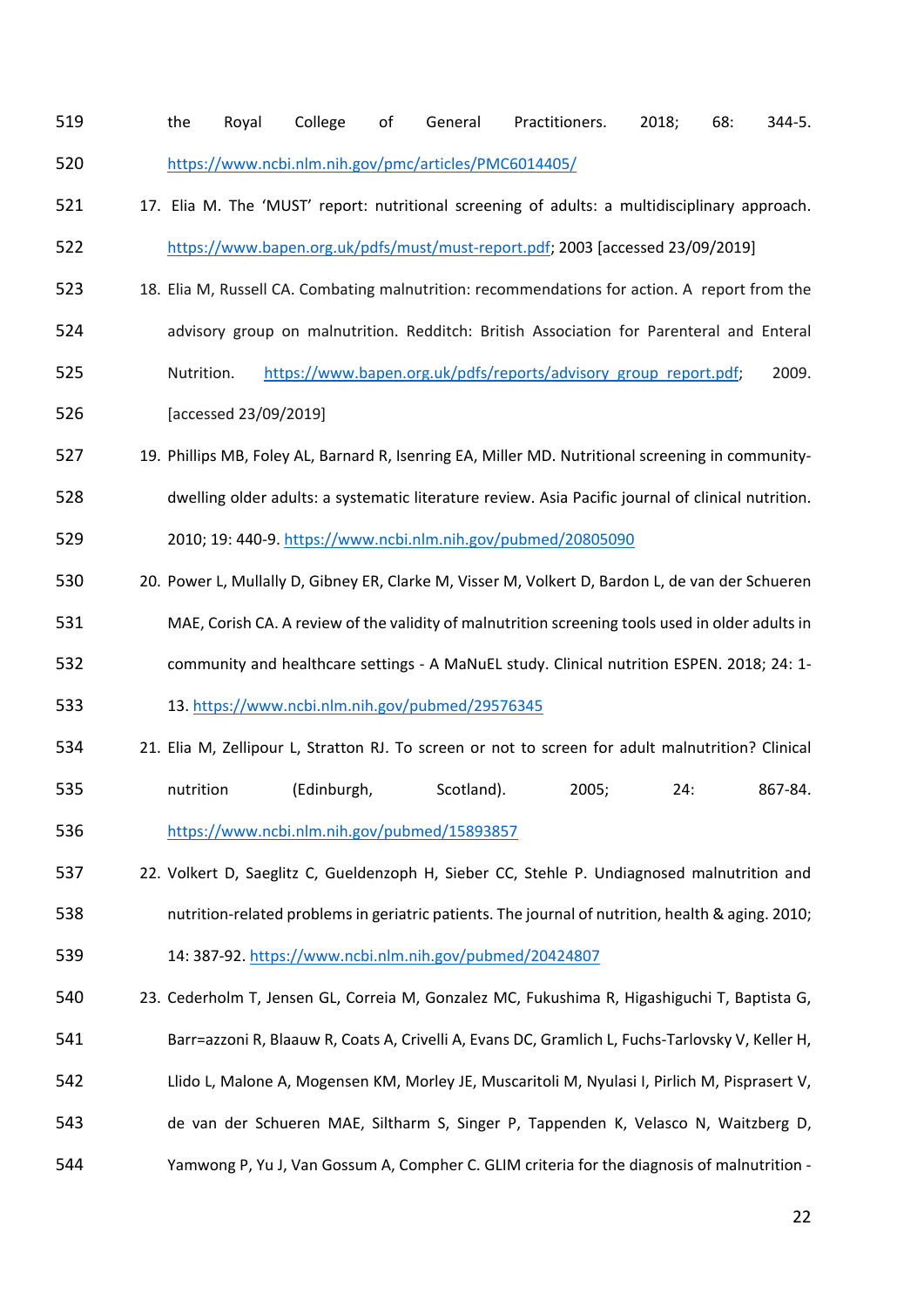the Royal College of General Practitioners. 2018; 68: 344-5. https://www.ncbi.nlm.nih.gov/pmc/articles/PMC6014405/

17. Elia M. The 'MUST' report: nutritional screening of adults: a multidisciplinary approach. https://www.bapen.org.uk/pdfs/must/must-report.pdf; 2003 [accessed 23/09/2019]

18. Elia M, Russell CA. Combating malnutrition: recommendations for action. A report from the advisory group on malnutrition. Redditch: British Association for Parenteral and Enteral Nutrition. https://www.bapen.org.uk/pdfs/reports/advisory_group_report.pdf; 2009. [accessed 23/09/2019]

19. Phillips MB, Foley AL, Barnard R, Isenring EA, Miller MD. Nutritional screening in community-dwelling older adults: a systematic literature review. Asia Pacific journal of clinical nutrition. 2010; 19: 440-9. https://www.ncbi.nlm.nih.gov/pubmed/20805090

20. Power L, Mullally D, Gibney ER, Clarke M, Visser M, Volkert D, Bardon L, de van der Schueren MAE, Corish CA. A review of the validity of malnutrition screening tools used in older adults in community and healthcare settings - A MaNuEL study. Clinical nutrition ESPEN. 2018; 24: 1-13. https://www.ncbi.nlm.nih.gov/pubmed/29576345

21. Elia M, Zellipour L, Stratton RJ. To screen or not to screen for adult malnutrition? Clinical nutrition (Edinburgh, Scotland). 2005; 24: 867-84. https://www.ncbi.nlm.nih.gov/pubmed/15893857

22. Volkert D, Saeglitz C, Gueldenzoph H, Sieber CC, Stehle P. Undiagnosed malnutrition and nutrition-related problems in geriatric patients. The journal of nutrition, health & aging. 2010; 14: 387-92. https://www.ncbi.nlm.nih.gov/pubmed/20424807

23. Cederholm T, Jensen GL, Correia M, Gonzalez MC, Fukushima R, Higashiguchi T, Baptista G, Barr=azzoni R, Blaauw R, Coats A, Crivelli A, Evans DC, Gramlich L, Fuchs-Tarlovsky V, Keller H, Llido L, Malone A, Mogensen KM, Morley JE, Muscaritoli M, Nyulasi I, Pirlich M, Pisprasert V, de van der Schueren MAE, Siltharm S, Singer P, Tappenden K, Velasco N, Waitzberg D, Yamwong P, Yu J, Van Gossum A, Compher C. GLIM criteria for the diagnosis of malnutrition -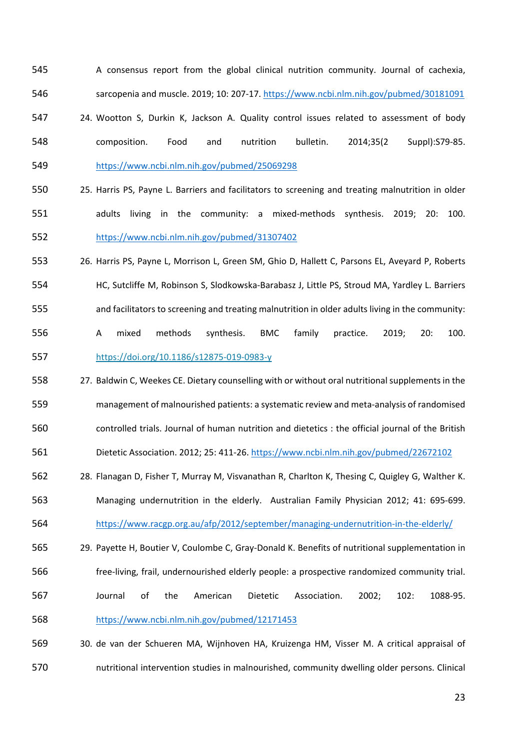A consensus report from the global clinical nutrition community. Journal of cachexia, sarcopenia and muscle. 2019; 10: 207-17. https://www.ncbi.nlm.nih.gov/pubmed/30181091

24. Wootton S, Durkin K, Jackson A. Quality control issues related to assessment of body composition. Food and nutrition bulletin. 2014;35(2 Suppl):S79-85. https://www.ncbi.nlm.nih.gov/pubmed/25069298
25. Harris PS, Payne L. Barriers and facilitators to screening and treating malnutrition in older adults living in the community: a mixed-methods synthesis. 2019; 20: 100. https://www.ncbi.nlm.nih.gov/pubmed/31307402
26. Harris PS, Payne L, Morrison L, Green SM, Ghio D, Hallett C, Parsons EL, Aveyard P, Roberts HC, Sutcliffe M, Robinson S, Slodkowska-Barabasz J, Little PS, Stroud MA, Yardley L. Barriers and facilitators to screening and treating malnutrition in older adults living in the community: A mixed methods synthesis. BMC family practice. 2019; 20: 100. https://doi.org/10.1186/s12875-019-0983-y
27. Baldwin C, Weekes CE. Dietary counselling with or without oral nutritional supplements in the management of malnourished patients: a systematic review and meta-analysis of randomised controlled trials. Journal of human nutrition and dietetics : the official journal of the British Dietetic Association. 2012; 25: 411-26. https://www.ncbi.nlm.nih.gov/pubmed/22672102
28. Flanagan D, Fisher T, Murray M, Visvanathan R, Charlton K, Thesing C, Quigley G, Walther K. Managing undernutrition in the elderly. Australian Family Physician 2012; 41: 695-699. https://www.racgp.org.au/afp/2012/september/managing-undernutrition-in-the-elderly/
29. Payette H, Boutier V, Coulombe C, Gray-Donald K. Benefits of nutritional supplementation in free-living, frail, undernourished elderly people: a prospective randomized community trial. Journal of the American Dietetic Association. 2002; 102: 1088-95. https://www.ncbi.nlm.nih.gov/pubmed/12171453
30. de van der Schueren MA, Wijnhoven HA, Kruizenga HM, Visser M. A critical appraisal of nutritional intervention studies in malnourished, community dwelling older persons. Clinical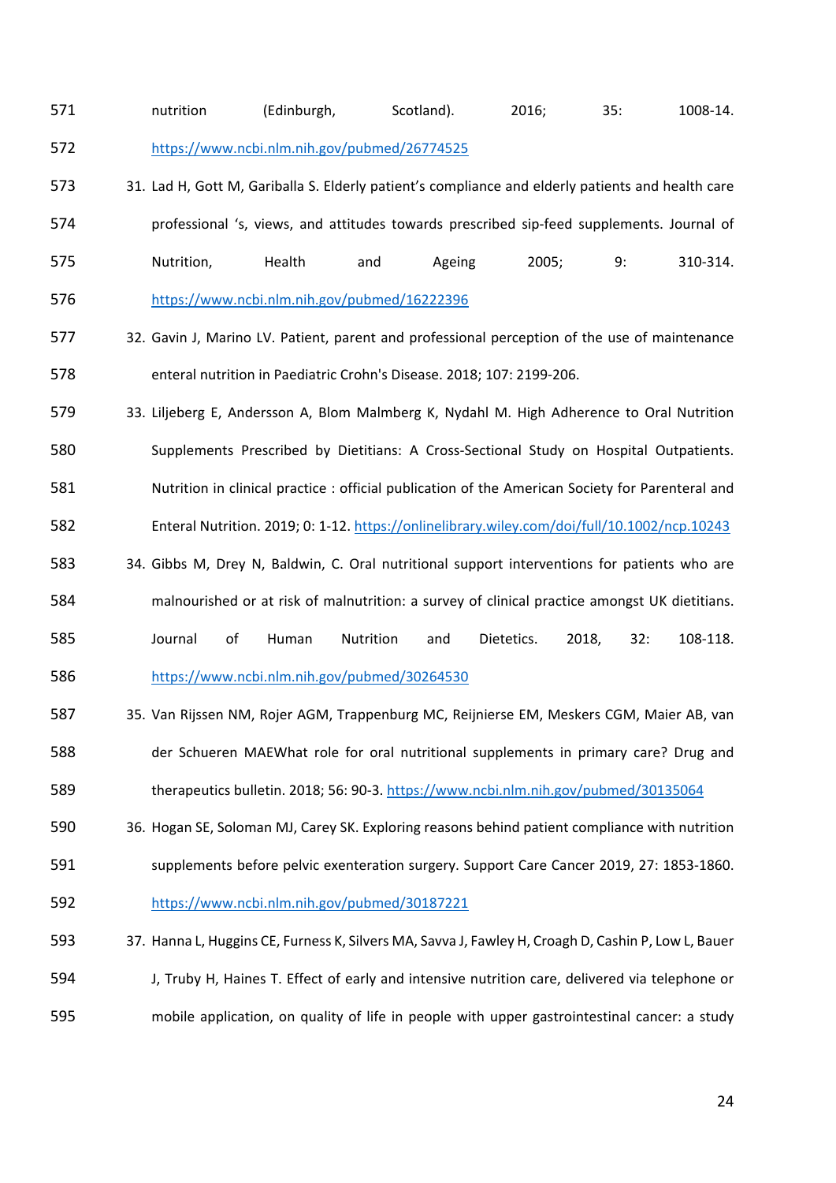nutrition (Edinburgh, Scotland). 2016; 35: 1008-14. https://www.ncbi.nlm.nih.gov/pubmed/26774525

31. Lad H, Gott M, Gariballa S. Elderly patient's compliance and elderly patients and health care professional 's, views, and attitudes towards prescribed sip-feed supplements. Journal of Nutrition, Health and Ageing 2005; 9: 310-314. https://www.ncbi.nlm.nih.gov/pubmed/16222396
32. Gavin J, Marino LV. Patient, parent and professional perception of the use of maintenance enteral nutrition in Paediatric Crohn's Disease. 2018; 107: 2199-206.
33. Liljeberg E, Andersson A, Blom Malmberg K, Nydahl M. High Adherence to Oral Nutrition Supplements Prescribed by Dietitians: A Cross-Sectional Study on Hospital Outpatients. Nutrition in clinical practice : official publication of the American Society for Parenteral and Enteral Nutrition. 2019; 0: 1-12. https://onlinelibrary.wiley.com/doi/full/10.1002/ncp.10243
34. Gibbs M, Drey N, Baldwin, C. Oral nutritional support interventions for patients who are malnourished or at risk of malnutrition: a survey of clinical practice amongst UK dietitians. Journal of Human Nutrition and Dietetics. 2018, 32: 108-118. https://www.ncbi.nlm.nih.gov/pubmed/30264530
35. Van Rijssen NM, Rojer AGM, Trappenburg MC, Reijnierse EM, Meskers CGM, Maier AB, van der Schueren MAEWhat role for oral nutritional supplements in primary care? Drug and therapeutics bulletin. 2018; 56: 90-3. https://www.ncbi.nlm.nih.gov/pubmed/30135064
36. Hogan SE, Soloman MJ, Carey SK. Exploring reasons behind patient compliance with nutrition supplements before pelvic exenteration surgery. Support Care Cancer 2019, 27: 1853-1860. https://www.ncbi.nlm.nih.gov/pubmed/30187221
37. Hanna L, Huggins CE, Furness K, Silvers MA, Savva J, Fawley H, Croagh D, Cashin P, Low L, Bauer J, Truby H, Haines T. Effect of early and intensive nutrition care, delivered via telephone or mobile application, on quality of life in people with upper gastrointestinal cancer: a study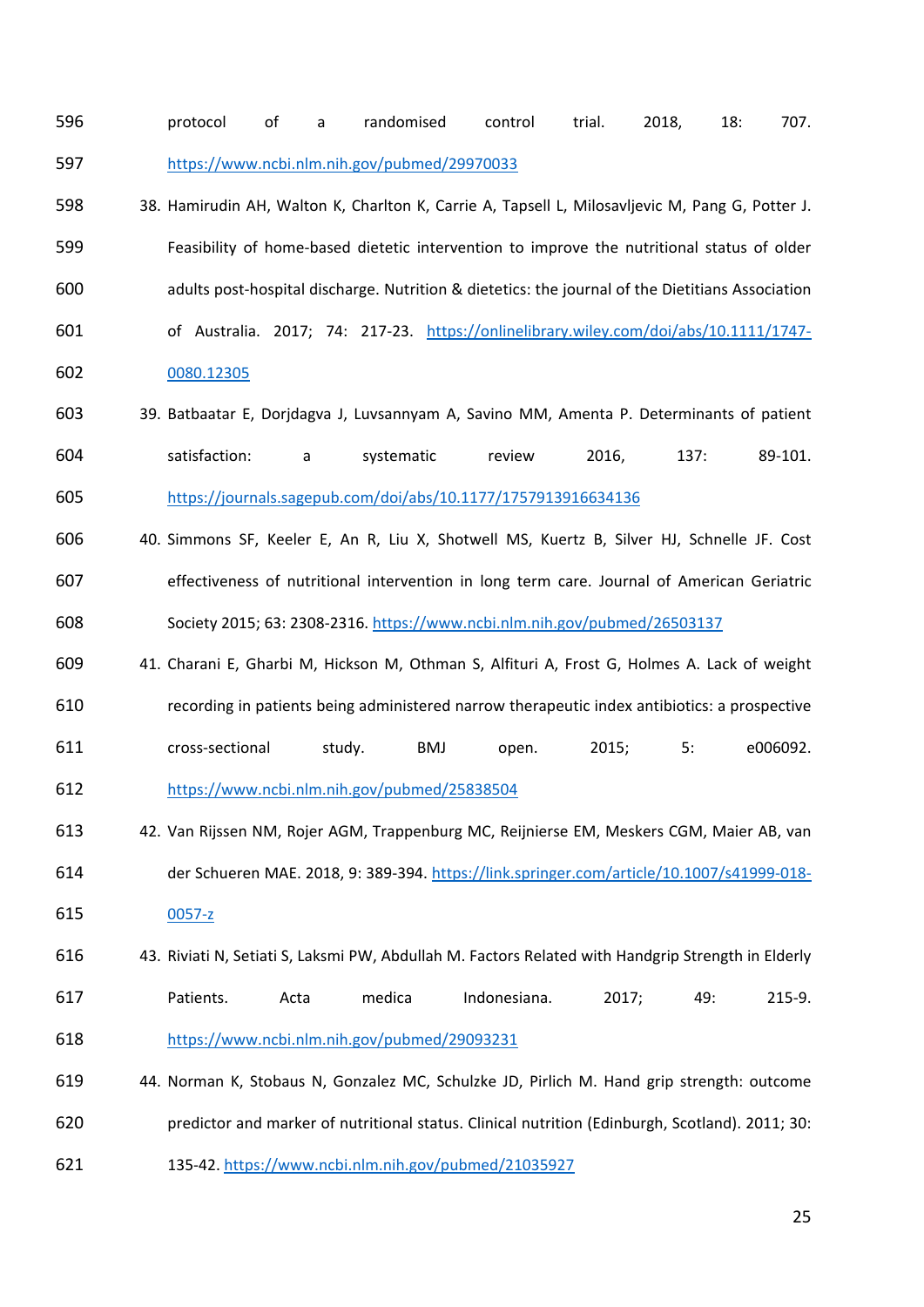protocol of a randomised control trial. 2018, 18: 707. https://www.ncbi.nlm.nih.gov/pubmed/29970033

38. Hamirudin AH, Walton K, Charlton K, Carrie A, Tapsell L, Milosavljevic M, Pang G, Potter J. Feasibility of home-based dietetic intervention to improve the nutritional status of older adults post-hospital discharge. Nutrition & dietetics: the journal of the Dietitians Association of Australia. 2017; 74: 217-23. https://onlinelibrary.wiley.com/doi/abs/10.1111/1747-0080.12305
39. Batbaatar E, Dorjdagva J, Luvsannyam A, Savino MM, Amenta P. Determinants of patient satisfaction: a systematic review 2016, 137: 89-101. https://journals.sagepub.com/doi/abs/10.1177/1757913916634136
40. Simmons SF, Keeler E, An R, Liu X, Shotwell MS, Kuertz B, Silver HJ, Schnelle JF. Cost effectiveness of nutritional intervention in long term care. Journal of American Geriatric Society 2015; 63: 2308-2316. https://www.ncbi.nlm.nih.gov/pubmed/26503137
41. Charani E, Gharbi M, Hickson M, Othman S, Alfituri A, Frost G, Holmes A. Lack of weight recording in patients being administered narrow therapeutic index antibiotics: a prospective cross-sectional study. BMJ open. 2015; 5: e006092. https://www.ncbi.nlm.nih.gov/pubmed/25838504
42. Van Rijssen NM, Rojer AGM, Trappenburg MC, Reijnierse EM, Meskers CGM, Maier AB, van der Schueren MAE. 2018, 9: 389-394. https://link.springer.com/article/10.1007/s41999-018-0057-z
43. Riviati N, Setiati S, Laksmi PW, Abdullah M. Factors Related with Handgrip Strength in Elderly Patients. Acta medica Indonesiana. 2017; 49: 215-9. https://www.ncbi.nlm.nih.gov/pubmed/29093231
44. Norman K, Stobaus N, Gonzalez MC, Schulzke JD, Pirlich M. Hand grip strength: outcome predictor and marker of nutritional status. Clinical nutrition (Edinburgh, Scotland). 2011; 30: 135-42. https://www.ncbi.nlm.nih.gov/pubmed/21035927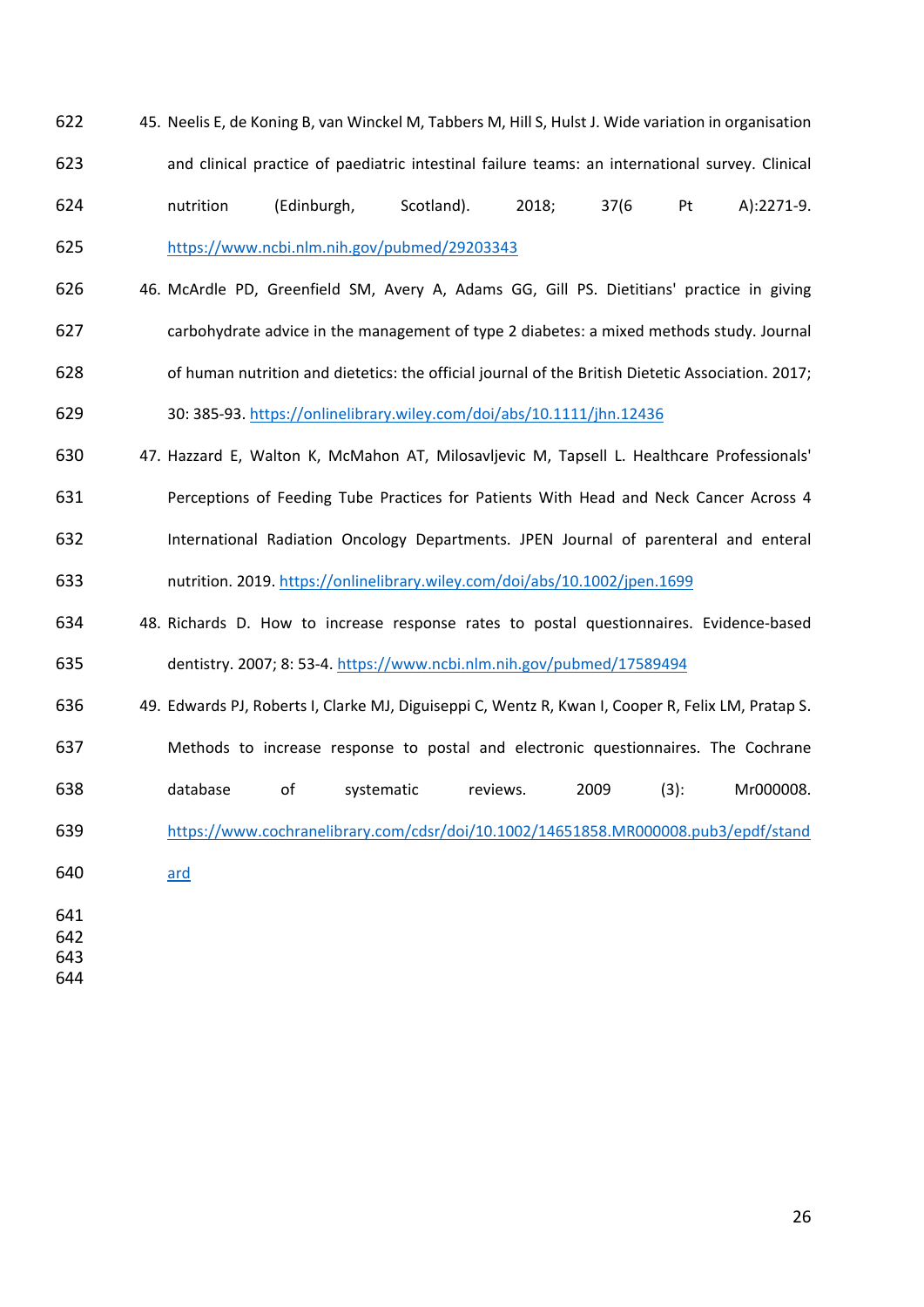45. Neelis E, de Koning B, van Winckel M, Tabbers M, Hill S, Hulst J. Wide variation in organisation and clinical practice of paediatric intestinal failure teams: an international survey. Clinical nutrition (Edinburgh, Scotland). 2018; 37(6 Pt A):2271-9. https://www.ncbi.nlm.nih.gov/pubmed/29203343
46. McArdle PD, Greenfield SM, Avery A, Adams GG, Gill PS. Dietitians' practice in giving carbohydrate advice in the management of type 2 diabetes: a mixed methods study. Journal of human nutrition and dietetics: the official journal of the British Dietetic Association. 2017; 30: 385-93. https://onlinelibrary.wiley.com/doi/abs/10.1111/jhn.12436
47. Hazzard E, Walton K, McMahon AT, Milosavljevic M, Tapsell L. Healthcare Professionals' Perceptions of Feeding Tube Practices for Patients With Head and Neck Cancer Across 4 International Radiation Oncology Departments. JPEN Journal of parenteral and enteral nutrition. 2019. https://onlinelibrary.wiley.com/doi/abs/10.1002/jpen.1699
48. Richards D. How to increase response rates to postal questionnaires. Evidence-based dentistry. 2007; 8: 53-4. https://www.ncbi.nlm.nih.gov/pubmed/17589494
49. Edwards PJ, Roberts I, Clarke MJ, Diguiseppi C, Wentz R, Kwan I, Cooper R, Felix LM, Pratap S. Methods to increase response to postal and electronic questionnaires. The Cochrane database of systematic reviews. 2009 (3): Mr000008. https://www.cochranelibrary.com/cdsr/doi/10.1002/14651858.MR000008.pub3/epdf/standard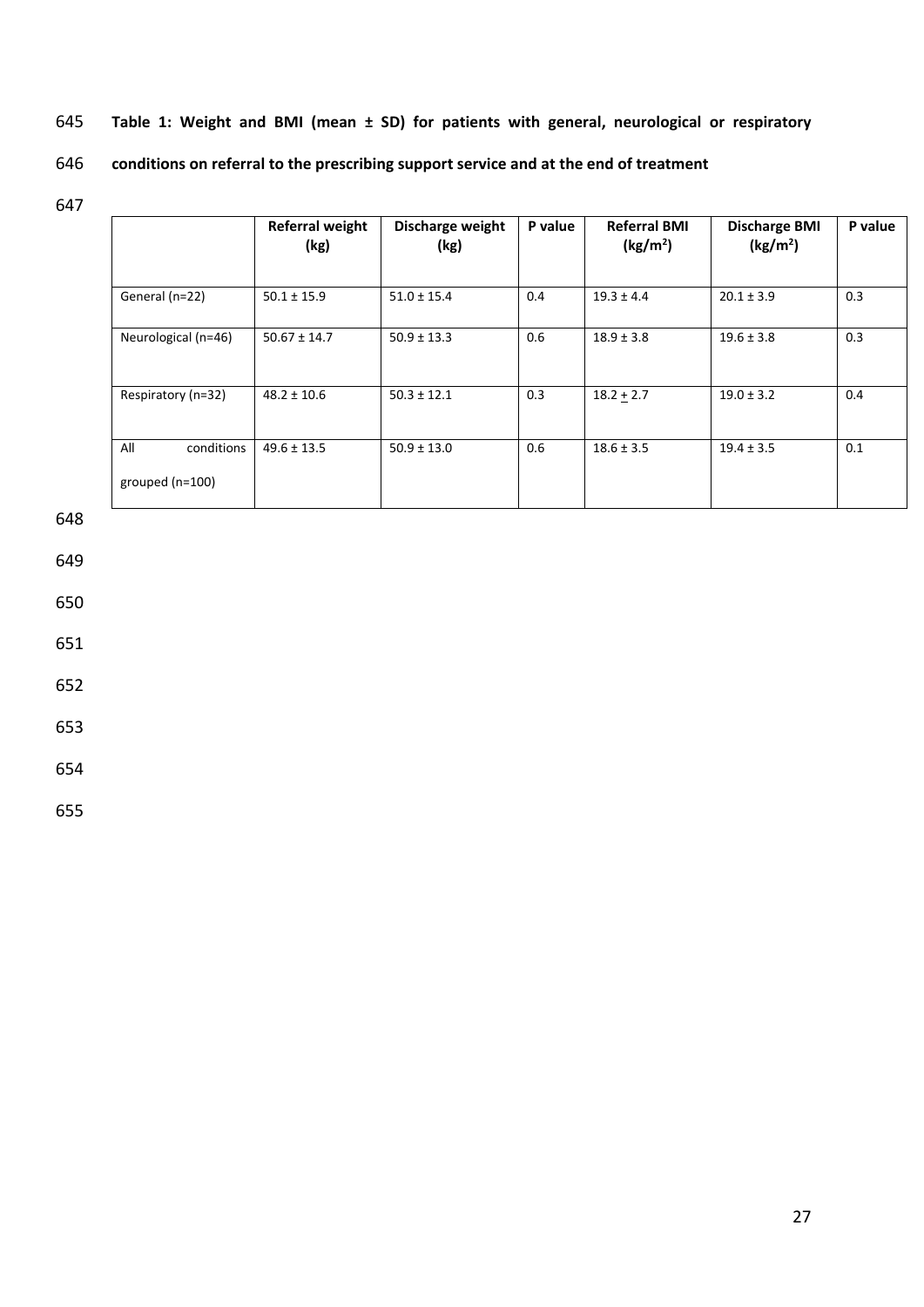**Table 1: Weight and BMI (mean ± SD) for patients with general, neurological or respiratory conditions on referral to the prescribing support service and at the end of treatment**

| | Referral weight (kg) | Discharge weight (kg) | P value | Referral BMI (kg/m$^2$) | Discharge BMI (kg/m$^2$) | P value |
|---|---|---|---|---|---|---|
| General (n=22) | 50.1 ± 15.9 | 51.0 ± 15.4 | 0.4 | 19.3 ± 4.4 | 20.1 ± 3.9 | 0.3 |
| Neurological (n=46) | 50.67 ± 14.7 | 50.9 ± 13.3 | 0.6 | 18.9 ± 3.8 | 19.6 ± 3.8 | 0.3 |
| Respiratory (n=32) | 48.2 ± 10.6 | 50.3 ± 12.1 | 0.3 | 18.2 ± 2.7 | 19.0 ± 3.2 | 0.4 |
| All conditions grouped (n=100) | 49.6 ± 13.5 | 50.9 ± 13.0 | 0.6 | 18.6 ± 3.5 | 19.4 ± 3.5 | 0.1 |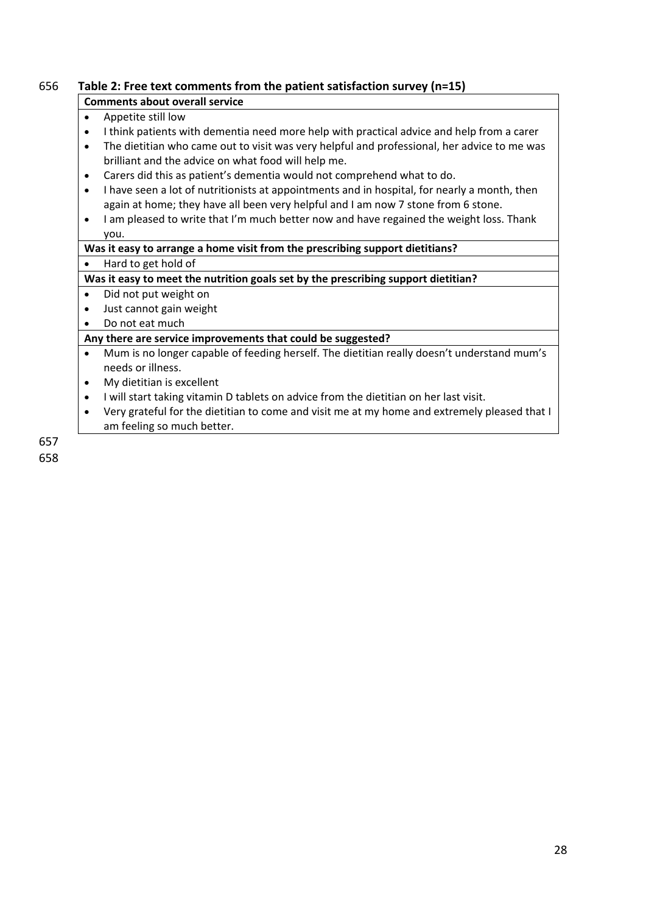**Table 2: Free text comments from the patient satisfaction survey (n=15)**

| **Comments about overall service** |
|---|
| • Appetite still low<br>• I think patients with dementia need more help with practical advice and help from a carer<br>• The dietitian who came out to visit was very helpful and professional, her advice to me was brilliant and the advice on what food will help me.<br>• Carers did this as patient's dementia would not comprehend what to do.<br>• I have seen a lot of nutritionists at appointments and in hospital, for nearly a month, then again at home; they have all been very helpful and I am now 7 stone from 6 stone.<br>• I am pleased to write that I'm much better now and have regained the weight loss. Thank you. |
| **Was it easy to arrange a home visit from the prescribing support dietitians?** |
| • Hard to get hold of |
| **Was it easy to meet the nutrition goals set by the prescribing support dietitian?** |
| • Did not put weight on<br>• Just cannot gain weight<br>• Do not eat much |
| **Any there are service improvements that could be suggested?** |
| • Mum is no longer capable of feeding herself. The dietitian really doesn't understand mum's needs or illness.<br>• My dietitian is excellent<br>• I will start taking vitamin D tablets on advice from the dietitian on her last visit.<br>• Very grateful for the dietitian to come and visit me at my home and extremely pleased that I am feeling so much better. |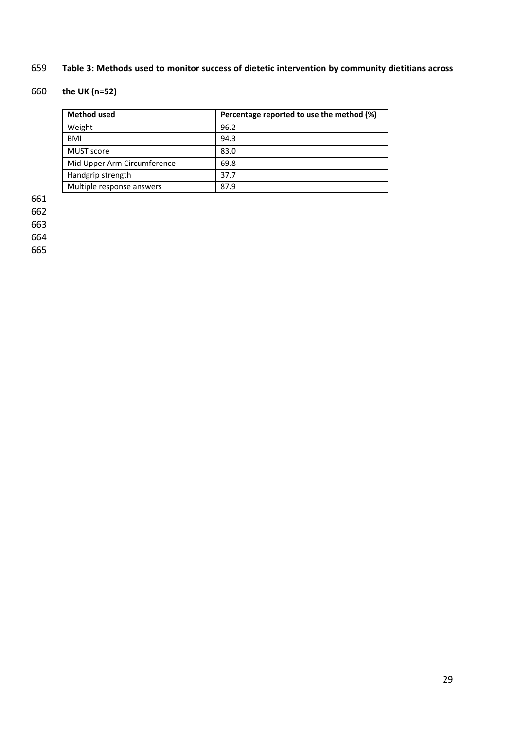**Table 3: Methods used to monitor success of dietetic intervention by community dietitians across the UK (n=52)**

| Method used | Percentage reported to use the method (%) |
|---|---|
| Weight | 96.2 |
| BMI | 94.3 |
| MUST score | 83.0 |
| Mid Upper Arm Circumference | 69.8 |
| Handgrip strength | 37.7 |
| Multiple response answers | 87.9 |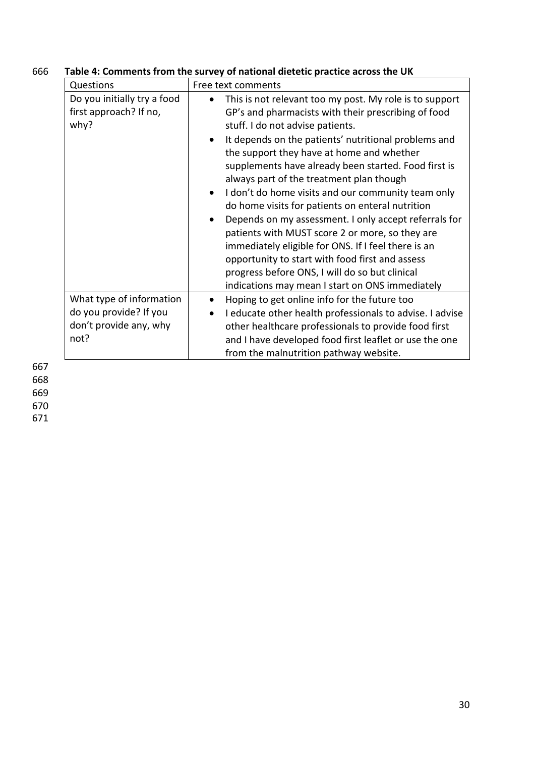**Table 4: Comments from the survey of national dietetic practice across the UK**

| Questions | Free text comments |
|---|---|
| Do you initially try a food first approach? If no, why? | • This is not relevant too my post. My role is to support GP's and pharmacists with their prescribing of food stuff. I do not advise patients.<br>• It depends on the patients' nutritional problems and the support they have at home and whether supplements have already been started. Food first is always part of the treatment plan though<br>• I don't do home visits and our community team only do home visits for patients on enteral nutrition<br>• Depends on my assessment. I only accept referrals for patients with MUST score 2 or more, so they are immediately eligible for ONS. If I feel there is an opportunity to start with food first and assess progress before ONS, I will do so but clinical indications may mean I start on ONS immediately |
| What type of information do you provide? If you don't provide any, why not? | • Hoping to get online info for the future too<br>• I educate other health professionals to advise. I advise other healthcare professionals to provide food first and I have developed food first leaflet or use the one from the malnutrition pathway website. |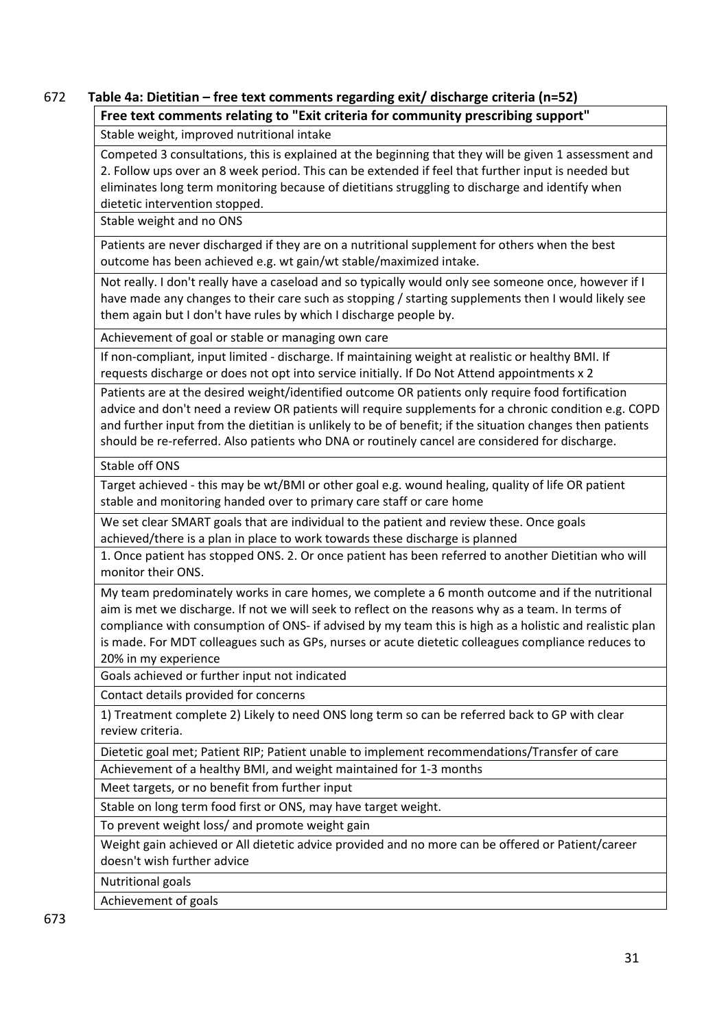**Table 4a: Dietitian – free text comments regarding exit/ discharge criteria (n=52)**

| Free text comments relating to "Exit criteria for community prescribing support" |
|---|
| Stable weight, improved nutritional intake |
| Competed 3 consultations, this is explained at the beginning that they will be given 1 assessment and 2. Follow ups over an 8 week period. This can be extended if feel that further input is needed but eliminates long term monitoring because of dietitians struggling to discharge and identify when dietetic intervention stopped. |
| Stable weight and no ONS |
| Patients are never discharged if they are on a nutritional supplement for others when the best outcome has been achieved e.g. wt gain/wt stable/maximized intake. |
| Not really. I don't really have a caseload and so typically would only see someone once, however if I have made any changes to their care such as stopping / starting supplements then I would likely see them again but I don't have rules by which I discharge people by. |
| Achievement of goal or stable or managing own care |
| If non-compliant, input limited - discharge. If maintaining weight at realistic or healthy BMI. If requests discharge or does not opt into service initially. If Do Not Attend appointments x 2 |
| Patients are at the desired weight/identified outcome OR patients only require food fortification advice and don't need a review OR patients will require supplements for a chronic condition e.g. COPD and further input from the dietitian is unlikely to be of benefit; if the situation changes then patients should be re-referred. Also patients who DNA or routinely cancel are considered for discharge. |
| Stable off ONS |
| Target achieved - this may be wt/BMI or other goal e.g. wound healing, quality of life OR patient stable and monitoring handed over to primary care staff or care home |
| We set clear SMART goals that are individual to the patient and review these. Once goals achieved/there is a plan in place to work towards these discharge is planned |
| 1. Once patient has stopped ONS. 2. Or once patient has been referred to another Dietitian who will monitor their ONS. |
| My team predominately works in care homes, we complete a 6 month outcome and if the nutritional aim is met we discharge. If not we will seek to reflect on the reasons why as a team. In terms of compliance with consumption of ONS- if advised by my team this is high as a holistic and realistic plan is made. For MDT colleagues such as GPs, nurses or acute dietetic colleagues compliance reduces to 20% in my experience |
| Goals achieved or further input not indicated |
| Contact details provided for concerns |
| 1) Treatment complete 2) Likely to need ONS long term so can be referred back to GP with clear review criteria. |
| Dietetic goal met; Patient RIP; Patient unable to implement recommendations/Transfer of care |
| Achievement of a healthy BMI, and weight maintained for 1-3 months |
| Meet targets, or no benefit from further input |
| Stable on long term food first or ONS, may have target weight. |
| To prevent weight loss/ and promote weight gain |
| Weight gain achieved or All dietetic advice provided and no more can be offered or Patient/career doesn't wish further advice |
| Nutritional goals |
| Achievement of goals |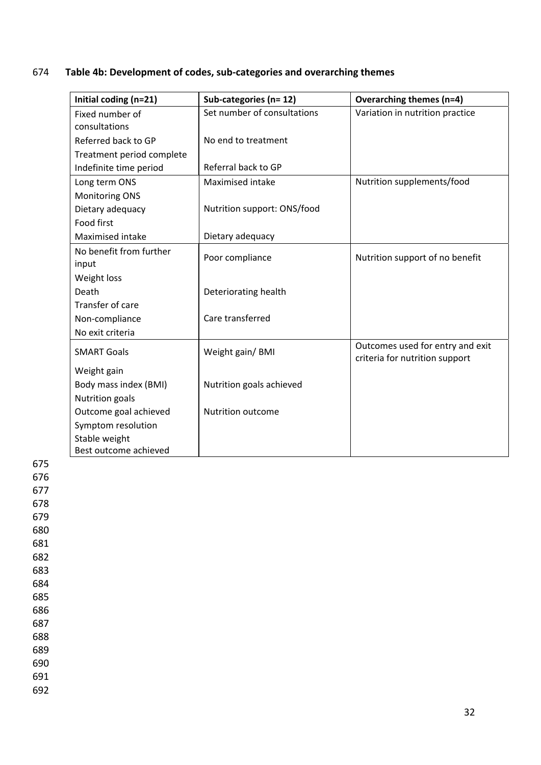**Table 4b: Development of codes, sub-categories and overarching themes**

| Initial coding (n=21) | Sub-categories (n= 12) | Overarching themes (n=4) |
|---|---|---|
| Fixed number of consultations | Set number of consultations | Variation in nutrition practice |
| Referred back to GP | No end to treatment | |
| Treatment period complete | | |
| Indefinite time period | Referral back to GP | |
| Long term ONS | Maximised intake | Nutrition supplements/food |
| Monitoring ONS | | |
| Dietary adequacy | Nutrition support: ONS/food | |
| Food first | | |
| Maximised intake | Dietary adequacy | |
| No benefit from further input | Poor compliance | Nutrition support of no benefit |
| Weight loss | | |
| Death | Deteriorating health | |
| Transfer of care | | |
| Non-compliance | Care transferred | |
| No exit criteria | | |
| SMART Goals | Weight gain/ BMI | Outcomes used for entry and exit criteria for nutrition support |
| Weight gain | | |
| Body mass index (BMI) | Nutrition goals achieved | |
| Nutrition goals | | |
| Outcome goal achieved | Nutrition outcome | |
| Symptom resolution | | |
| Stable weight | | |
| Best outcome achieved | | |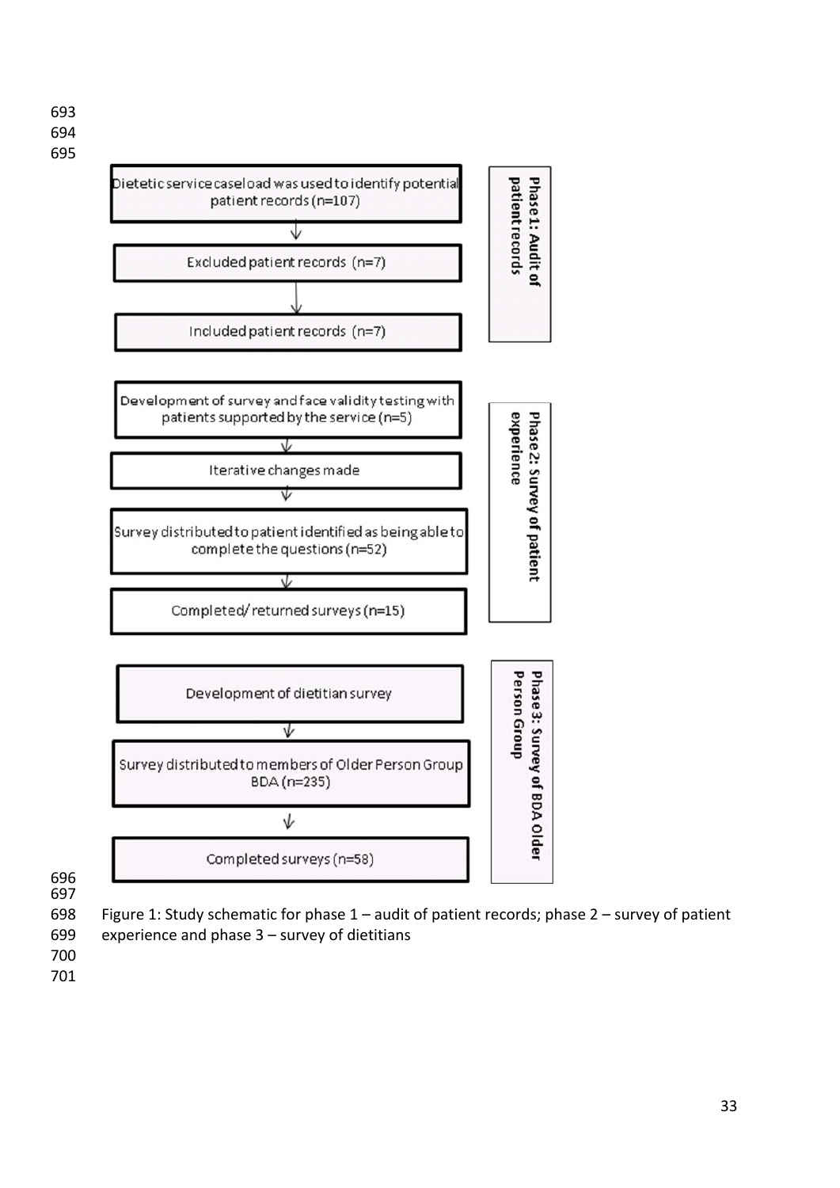Dietetic service caseload was used to identify potential patient records (n=107)

Excluded patient records (n=7)

Included patient records (n=7)

Phase 1: Audit of patient records

Development of survey and face validity testing with patients supported by the service (n=5)

Iterative changes made

Survey distributed to patient identified as being able to complete the questions (n=52)

Completed/ returned surveys (n=15)

Phase 2: Survey of patient experience

Development of dietitian survey

Survey distributed to members of Older Person Group BDA (n=235)

Completed surveys (n=58)

Phase 3: Survey of BDA Older Person Group

Figure 1: Study schematic for phase 1 – audit of patient records; phase 2 – survey of patient experience and phase 3 – survey of dietitians